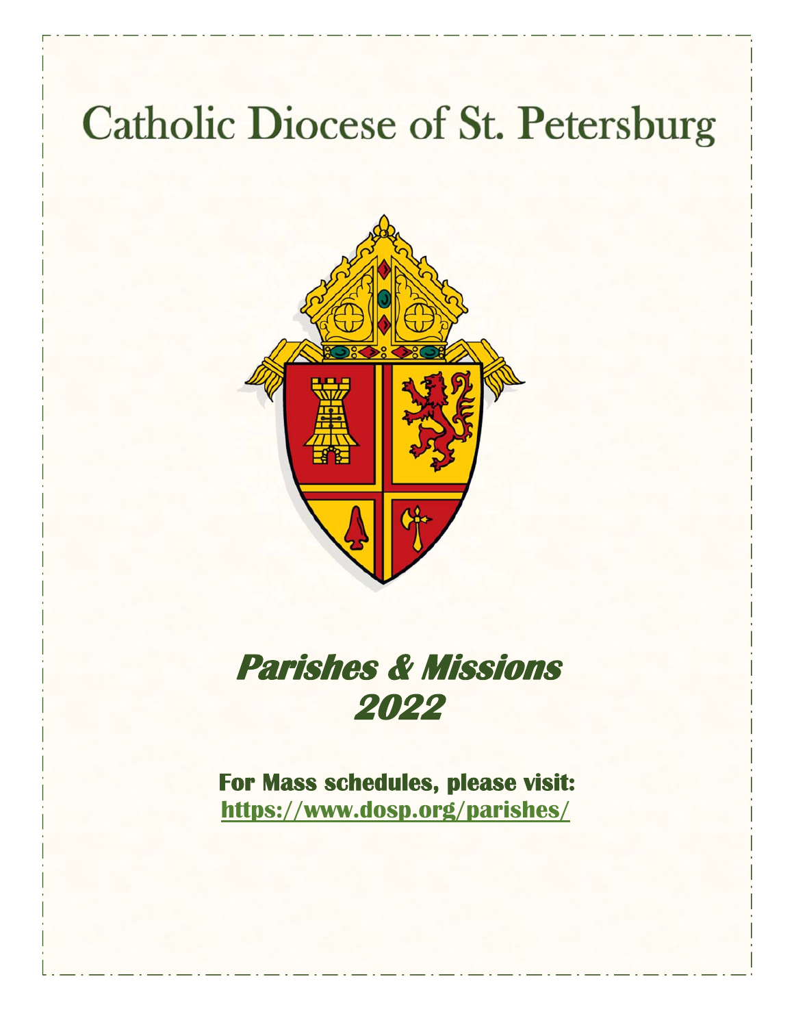# Catholic Diocese of St. Petersburg

## ***Parishes & Missions 2022***

**For Mass schedules, please visit:**
**https://www.dosp.org/parishes/**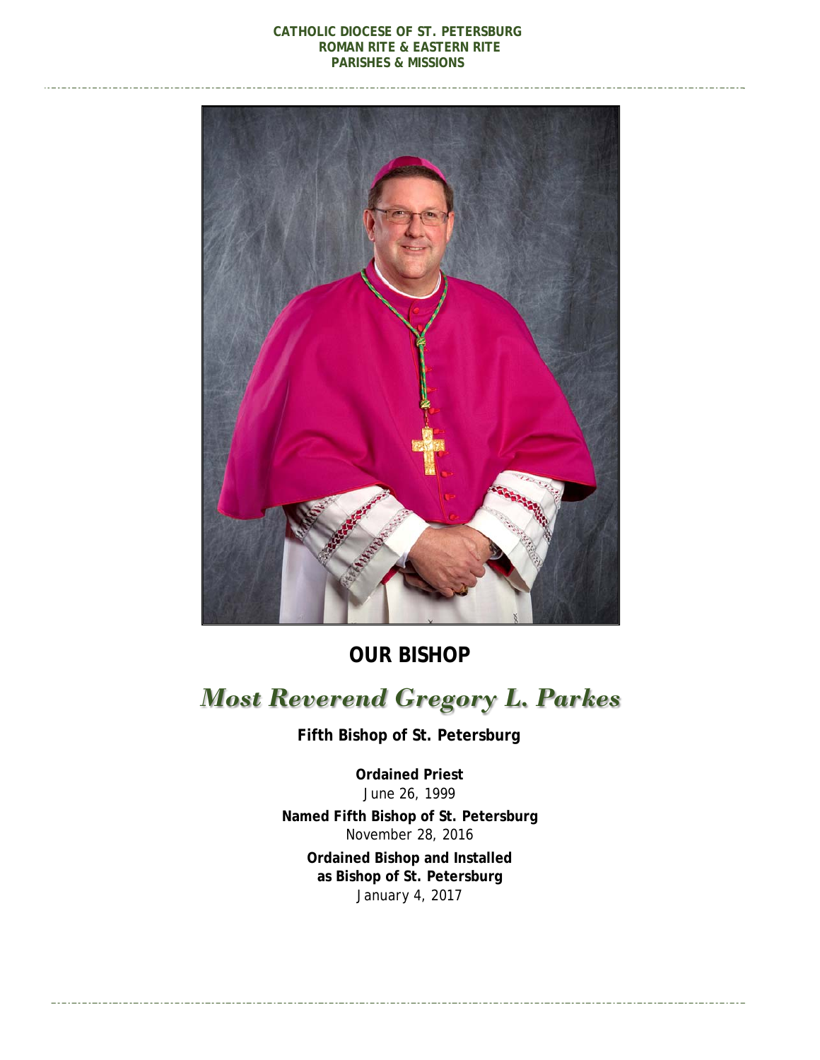CATHOLIC DIOCESE OF ST. PETERSBURG
ROMAN RITE & EASTERN RITE
PARISHES & MISSIONS

## OUR BISHOP

# *Most Reverend Gregory L. Parkes*

**Fifth Bishop of St. Petersburg**

**Ordained Priest**
June 26, 1999

**Named Fifth Bishop of St. Petersburg**
November 28, 2016

**Ordained Bishop and Installed as Bishop of St. Petersburg**
January 4, 2017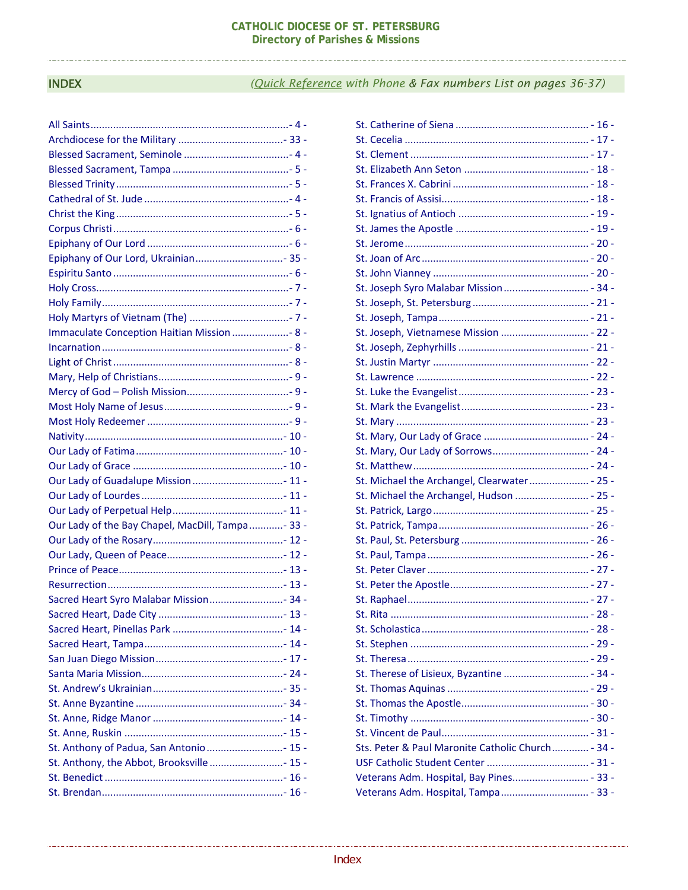## INDEX

*(Quick Reference with Phone & Fax numbers List on pages 36-37)*

| Name | Page |
|---|---|
| All Saints | 4 |
| Archdiocese for the Military | 33 |
| Blessed Sacrament, Seminole | 4 |
| Blessed Sacrament, Tampa | 5 |
| Blessed Trinity | 5 |
| Cathedral of St. Jude | 4 |
| Christ the King | 5 |
| Corpus Christi | 6 |
| Epiphany of Our Lord | 6 |
| Epiphany of Our Lord, Ukrainian | 35 |
| Espiritu Santo | 6 |
| Holy Cross | 7 |
| Holy Family | 7 |
| Holy Martyrs of Vietnam (The) | 7 |
| Immaculate Conception Haitian Mission | 8 |
| Incarnation | 8 |
| Light of Christ | 8 |
| Mary, Help of Christians | 9 |
| Mercy of God – Polish Mission | 9 |
| Most Holy Name of Jesus | 9 |
| Most Holy Redeemer | 9 |
| Nativity | 10 |
| Our Lady of Fatima | 10 |
| Our Lady of Grace | 10 |
| Our Lady of Guadalupe Mission | 11 |
| Our Lady of Lourdes | 11 |
| Our Lady of Perpetual Help | 11 |
| Our Lady of the Bay Chapel, MacDill, Tampa | 33 |
| Our Lady of the Rosary | 12 |
| Our Lady, Queen of Peace | 12 |
| Prince of Peace | 13 |
| Resurrection | 13 |
| Sacred Heart Syro Malabar Mission | 34 |
| Sacred Heart, Dade City | 13 |
| Sacred Heart, Pinellas Park | 14 |
| Sacred Heart, Tampa | 14 |
| San Juan Diego Mission | 17 |
| Santa Maria Mission | 24 |
| St. Andrew's Ukrainian | 35 |
| St. Anne Byzantine | 34 |
| St. Anne, Ridge Manor | 14 |
| St. Anne, Ruskin | 15 |
| St. Anthony of Padua, San Antonio | 15 |
| St. Anthony, the Abbot, Brooksville | 15 |
| St. Benedict | 16 |
| St. Brendan | 16 |
| St. Catherine of Siena | 16 |
| St. Cecelia | 17 |
| St. Clement | 17 |
| St. Elizabeth Ann Seton | 18 |
| St. Frances X. Cabrini | 18 |
| St. Francis of Assisi | 18 |
| St. Ignatius of Antioch | 19 |
| St. James the Apostle | 19 |
| St. Jerome | 20 |
| St. Joan of Arc | 20 |
| St. John Vianney | 20 |
| St. Joseph Syro Malabar Mission | 34 |
| St. Joseph, St. Petersburg | 21 |
| St. Joseph, Tampa | 21 |
| St. Joseph, Vietnamese Mission | 22 |
| St. Joseph, Zephyrhills | 21 |
| St. Justin Martyr | 22 |
| St. Lawrence | 22 |
| St. Luke the Evangelist | 23 |
| St. Mark the Evangelist | 23 |
| St. Mary | 23 |
| St. Mary, Our Lady of Grace | 24 |
| St. Mary, Our Lady of Sorrows | 24 |
| St. Matthew | 24 |
| St. Michael the Archangel, Clearwater | 25 |
| St. Michael the Archangel, Hudson | 25 |
| St. Patrick, Largo | 25 |
| St. Patrick, Tampa | 26 |
| St. Paul, St. Petersburg | 26 |
| St. Paul, Tampa | 26 |
| St. Peter Claver | 27 |
| St. Peter the Apostle | 27 |
| St. Raphael | 27 |
| St. Rita | 28 |
| St. Scholastica | 28 |
| St. Stephen | 29 |
| St. Theresa | 29 |
| St. Therese of Lisieux, Byzantine | 34 |
| St. Thomas Aquinas | 29 |
| St. Thomas the Apostle | 30 |
| St. Timothy | 30 |
| St. Vincent de Paul | 31 |
| Sts. Peter & Paul Maronite Catholic Church | 34 |
| USF Catholic Student Center | 31 |
| Veterans Adm. Hospital, Bay Pines | 33 |
| Veterans Adm. Hospital, Tampa | 33 |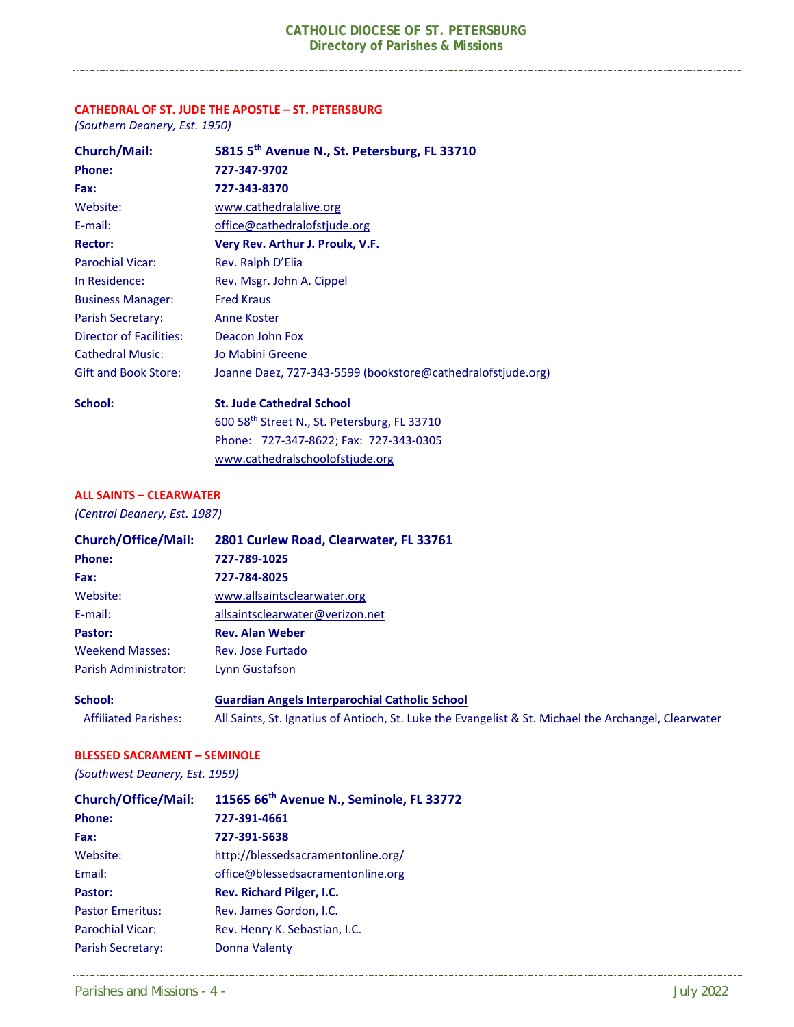## CATHEDRAL OF ST. JUDE THE APOSTLE – ST. PETERSBURG

*(Southern Deanery, Est. 1950)*

| | |
|---|---|
| **Church/Mail:** | **5815 5th Avenue N., St. Petersburg, FL 33710** |
| **Phone:** | **727-347-9702** |
| **Fax:** | **727-343-8370** |
| Website: | www.cathedralalive.org |
| E-mail: | office@cathedralofstjude.org |
| **Rector:** | **Very Rev. Arthur J. Proulx, V.F.** |
| Parochial Vicar: | Rev. Ralph D'Elia |
| In Residence: | Rev. Msgr. John A. Cippel |
| Business Manager: | Fred Kraus |
| Parish Secretary: | Anne Koster |
| Director of Facilities: | Deacon John Fox |
| Cathedral Music: | Jo Mabini Greene |
| Gift and Book Store: | Joanne Daez, 727-343-5599 (bookstore@cathedralofstjude.org) |
| **School:** | **St. Jude Cathedral School** |
| | 600 58th Street N., St. Petersburg, FL 33710 |
| | Phone: 727-347-8622; Fax: 727-343-0305 |
| | www.cathedralschoolofstjude.org |

## ALL SAINTS – CLEARWATER

*(Central Deanery, Est. 1987)*

| | |
|---|---|
| **Church/Office/Mail:** | **2801 Curlew Road, Clearwater, FL 33761** |
| **Phone:** | **727-789-1025** |
| **Fax:** | **727-784-8025** |
| Website: | www.allsaintsclearwater.org |
| E-mail: | allsaintsclearwater@verizon.net |
| **Pastor:** | **Rev. Alan Weber** |
| Weekend Masses: | Rev. Jose Furtado |
| Parish Administrator: | Lynn Gustafson |
| **School:** | **Guardian Angels Interparochial Catholic School** |
| Affiliated Parishes: | All Saints, St. Ignatius of Antioch, St. Luke the Evangelist & St. Michael the Archangel, Clearwater |

## BLESSED SACRAMENT – SEMINOLE

*(Southwest Deanery, Est. 1959)*

| | |
|---|---|
| **Church/Office/Mail:** | **11565 66th Avenue N., Seminole, FL 33772** |
| **Phone:** | **727-391-4661** |
| **Fax:** | **727-391-5638** |
| Website: | http://blessedsacramentonline.org/ |
| Email: | office@blessedsacramentonline.org |
| **Pastor:** | **Rev. Richard Pilger, I.C.** |
| Pastor Emeritus: | Rev. James Gordon, I.C. |
| Parochial Vicar: | Rev. Henry K. Sebastian, I.C. |
| Parish Secretary: | Donna Valenty |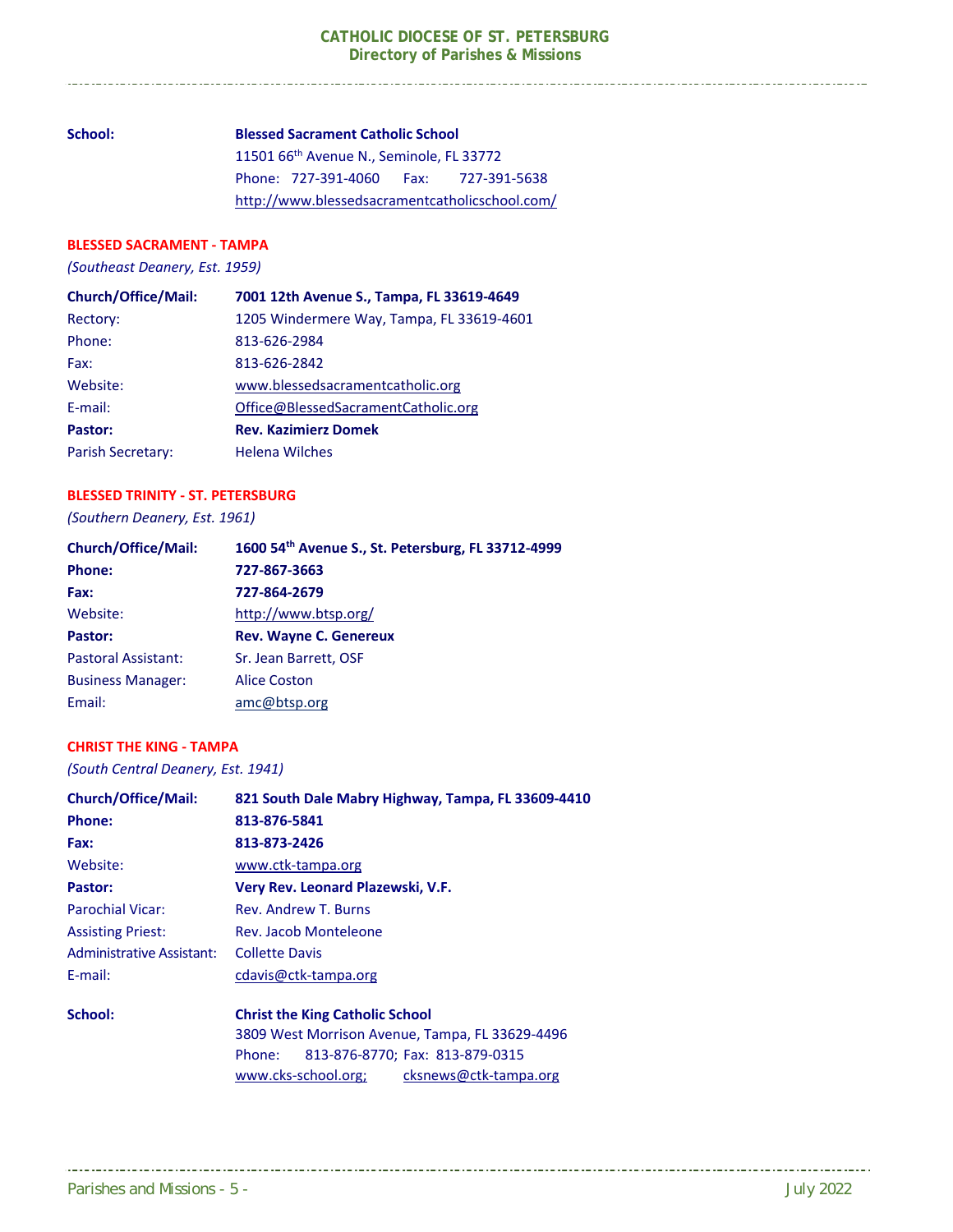| | |
|---|---|
| **School:** | **Blessed Sacrament Catholic School** |
| | 11501 66th Avenue N., Seminole, FL 33772 |
| | Phone: 727-391-4060 Fax: 727-391-5638 |
| | http://www.blessedsacramentcatholicschool.com/ |

## BLESSED SACRAMENT - TAMPA

*(Southeast Deanery, Est. 1959)*

| | |
|---|---|
| **Church/Office/Mail:** | **7001 12th Avenue S., Tampa, FL 33619-4649** |
| Rectory: | 1205 Windermere Way, Tampa, FL 33619-4601 |
| Phone: | 813-626-2984 |
| Fax: | 813-626-2842 |
| Website: | www.blessedsacramentcatholic.org |
| E-mail: | Office@BlessedSacramentCatholic.org |
| **Pastor:** | **Rev. Kazimierz Domek** |
| Parish Secretary: | Helena Wilches |

## BLESSED TRINITY - ST. PETERSBURG

*(Southern Deanery, Est. 1961)*

| | |
|---|---|
| **Church/Office/Mail:** | **1600 54th Avenue S., St. Petersburg, FL 33712-4999** |
| **Phone:** | **727-867-3663** |
| **Fax:** | **727-864-2679** |
| Website: | http://www.btsp.org/ |
| **Pastor:** | **Rev. Wayne C. Genereux** |
| Pastoral Assistant: | Sr. Jean Barrett, OSF |
| Business Manager: | Alice Coston |
| Email: | amc@btsp.org |

## CHRIST THE KING - TAMPA

*(South Central Deanery, Est. 1941)*

| | |
|---|---|
| **Church/Office/Mail:** | **821 South Dale Mabry Highway, Tampa, FL 33609-4410** |
| **Phone:** | **813-876-5841** |
| **Fax:** | **813-873-2426** |
| Website: | www.ctk-tampa.org |
| **Pastor:** | **Very Rev. Leonard Plazewski, V.F.** |
| Parochial Vicar: | Rev. Andrew T. Burns |
| Assisting Priest: | Rev. Jacob Monteleone |
| Administrative Assistant: | Collette Davis |
| E-mail: | cdavis@ctk-tampa.org |
| **School:** | **Christ the King Catholic School** |
| | 3809 West Morrison Avenue, Tampa, FL 33629-4496 |
| | Phone: 813-876-8770; Fax: 813-879-0315 |
| | www.cks-school.org; cksnews@ctk-tampa.org |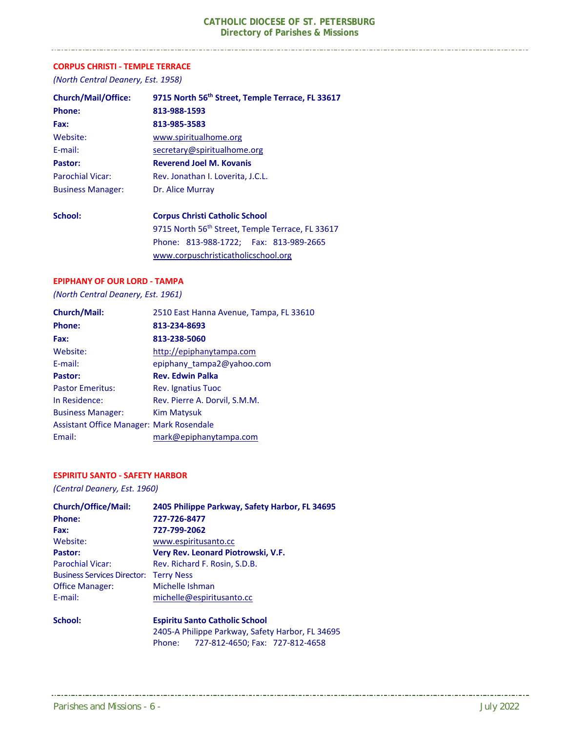## CORPUS CHRISTI - TEMPLE TERRACE

*(North Central Deanery, Est. 1958)*

| | |
|---|---|
| **Church/Mail/Office:** | **9715 North 56th Street, Temple Terrace, FL 33617** |
| **Phone:** | **813-988-1593** |
| **Fax:** | **813-985-3583** |
| Website: | www.spiritualhome.org |
| E-mail: | secretary@spiritualhome.org |
| **Pastor:** | **Reverend Joel M. Kovanis** |
| Parochial Vicar: | Rev. Jonathan I. Loverita, J.C.L. |
| Business Manager: | Dr. Alice Murray |

**School:** **Corpus Christi Catholic School**
9715 North 56th Street, Temple Terrace, FL 33617
Phone: 813-988-1722; Fax: 813-989-2665
www.corpuschristicatholicschool.org

## EPIPHANY OF OUR LORD - TAMPA

*(North Central Deanery, Est. 1961)*

| | |
|---|---|
| **Church/Mail:** | 2510 East Hanna Avenue, Tampa, FL 33610 |
| **Phone:** | **813-234-8693** |
| **Fax:** | **813-238-5060** |
| Website: | http://epiphanytampa.com |
| E-mail: | epiphany_tampa2@yahoo.com |
| **Pastor:** | **Rev. Edwin Palka** |
| Pastor Emeritus: | Rev. Ignatius Tuoc |
| In Residence: | Rev. Pierre A. Dorvil, S.M.M. |
| Business Manager: | Kim Matysuk |
| Assistant Office Manager: | Mark Rosendale |
| Email: | mark@epiphanytampa.com |

## ESPIRITU SANTO - SAFETY HARBOR

*(Central Deanery, Est. 1960)*

| | |
|---|---|
| **Church/Office/Mail:** | **2405 Philippe Parkway, Safety Harbor, FL 34695** |
| **Phone:** | **727-726-8477** |
| **Fax:** | **727-799-2062** |
| Website: | www.espiritusanto.cc |
| **Pastor:** | **Very Rev. Leonard Piotrowski, V.F.** |
| Parochial Vicar: | Rev. Richard F. Rosin, S.D.B. |
| Business Services Director: | Terry Ness |
| Office Manager: | Michelle Ishman |
| E-mail: | michelle@espiritusanto.cc |

**School:** **Espiritu Santo Catholic School**
2405-A Philippe Parkway, Safety Harbor, FL 34695
Phone: 727-812-4650; Fax: 727-812-4658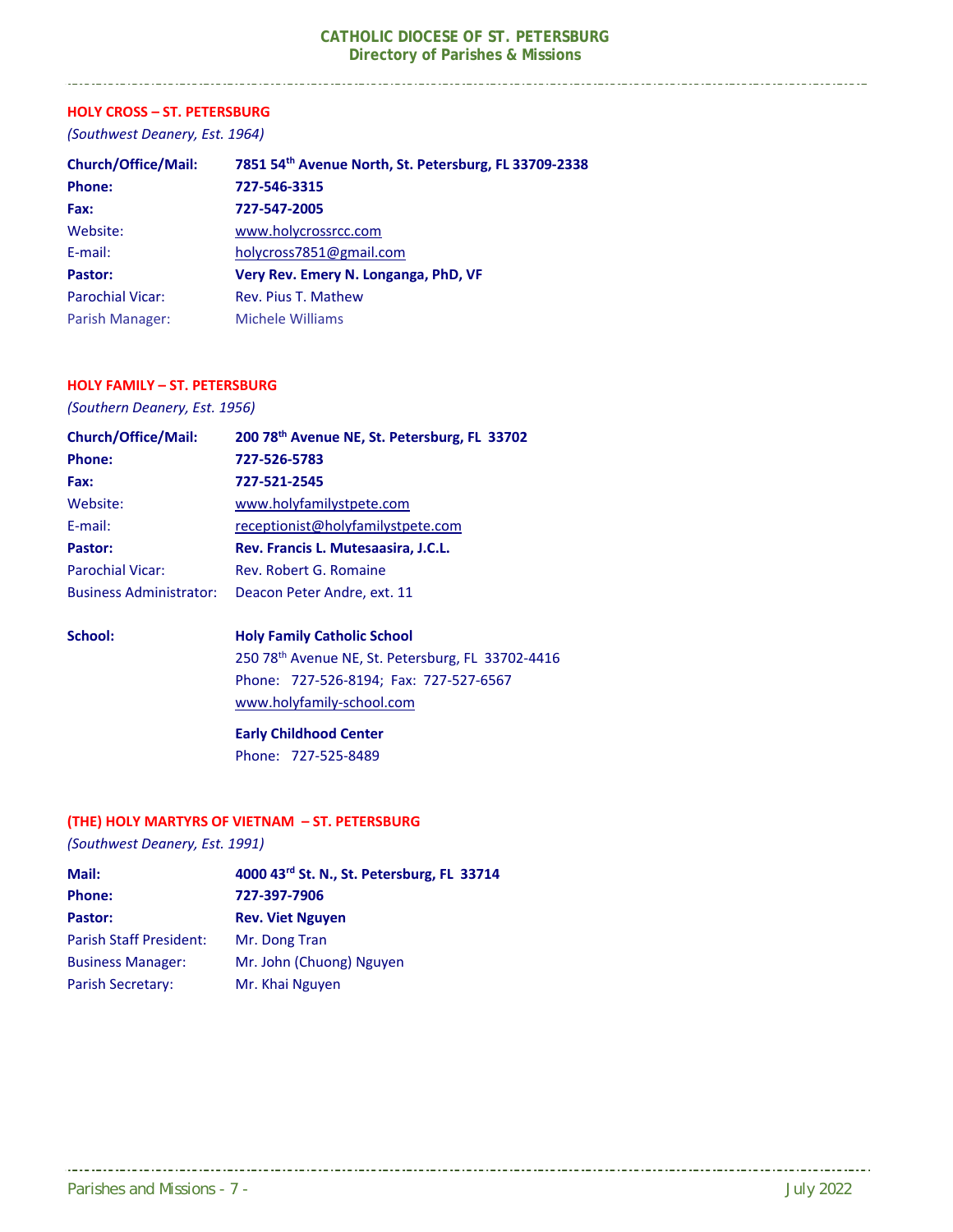## HOLY CROSS – ST. PETERSBURG

*(Southwest Deanery, Est. 1964)*

**Church/Office/Mail:** **7851 54th Avenue North, St. Petersburg, FL 33709-2338**
**Phone:** **727-546-3315**
**Fax:** **727-547-2005**
Website: www.holycrossrcc.com
E-mail: holycross7851@gmail.com
**Pastor:** **Very Rev. Emery N. Longanga, PhD, VF**
Parochial Vicar: Rev. Pius T. Mathew
Parish Manager: Michele Williams

## HOLY FAMILY – ST. PETERSBURG

*(Southern Deanery, Est. 1956)*

**Church/Office/Mail:** **200 78th Avenue NE, St. Petersburg, FL 33702**
**Phone:** **727-526-5783**
**Fax:** **727-521-2545**
Website: www.holyfamilystpete.com
E-mail: receptionist@holyfamilystpete.com
**Pastor:** **Rev. Francis L. Mutesaasira, J.C.L.**
Parochial Vicar: Rev. Robert G. Romaine
Business Administrator: Deacon Peter Andre, ext. 11

**School:** **Holy Family Catholic School**
250 78th Avenue NE, St. Petersburg, FL 33702-4416
Phone: 727-526-8194; Fax: 727-527-6567
www.holyfamily-school.com

**Early Childhood Center**
Phone: 727-525-8489

## (THE) HOLY MARTYRS OF VIETNAM – ST. PETERSBURG

*(Southwest Deanery, Est. 1991)*

**Mail:** **4000 43rd St. N., St. Petersburg, FL 33714**
**Phone:** **727-397-7906**
**Pastor:** **Rev. Viet Nguyen**
Parish Staff President: Mr. Dong Tran
Business Manager: Mr. John (Chuong) Nguyen
Parish Secretary: Mr. Khai Nguyen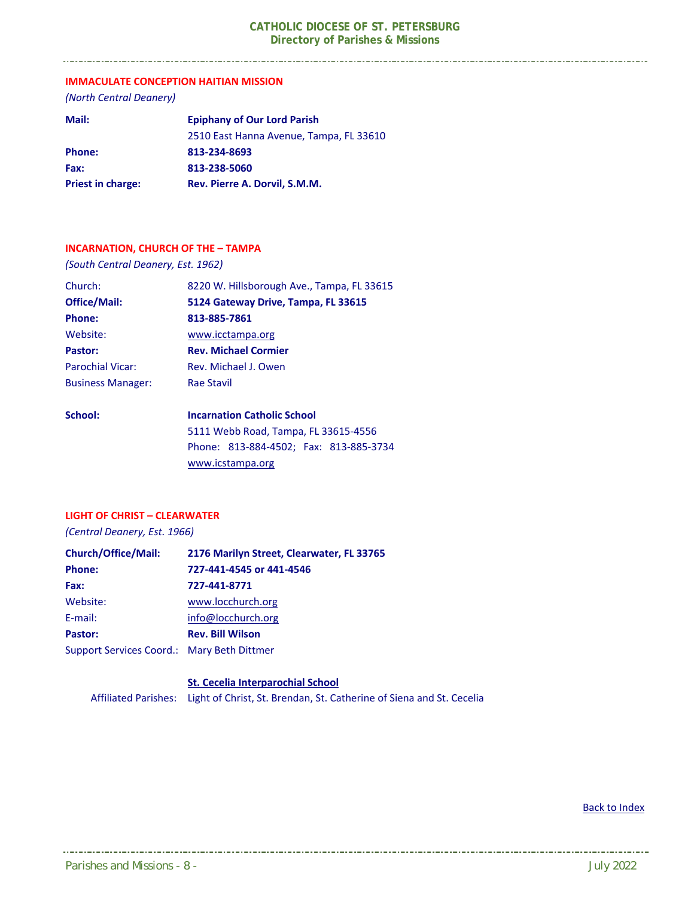## IMMACULATE CONCEPTION HAITIAN MISSION

*(North Central Deanery)*

**Mail:** **Epiphany of Our Lord Parish**
2510 East Hanna Avenue, Tampa, FL 33610

**Phone:** **813-234-8693**

**Fax:** **813-238-5060**

**Priest in charge:** **Rev. Pierre A. Dorvil, S.M.M.**

## INCARNATION, CHURCH OF THE – TAMPA

*(South Central Deanery, Est. 1962)*

Church: 8220 W. Hillsborough Ave., Tampa, FL 33615

**Office/Mail:** **5124 Gateway Drive, Tampa, FL 33615**

**Phone:** **813-885-7861**

Website: www.icctampa.org

**Pastor:** **Rev. Michael Cormier**

Parochial Vicar: Rev. Michael J. Owen

Business Manager: Rae Stavil

**School:** **Incarnation Catholic School**
5111 Webb Road, Tampa, FL 33615-4556
Phone: 813-884-4502; Fax: 813-885-3734
www.icstampa.org

## LIGHT OF CHRIST – CLEARWATER

*(Central Deanery, Est. 1966)*

**Church/Office/Mail:** **2176 Marilyn Street, Clearwater, FL 33765**

**Phone:** **727-441-4545 or 441-4546**

**Fax:** **727-441-8771**

Website: www.locchurch.org

E-mail: info@locchurch.org

**Pastor:** **Rev. Bill Wilson**

Support Services Coord.: Mary Beth Dittmer

**St. Cecelia Interparochial School**

Affiliated Parishes: Light of Christ, St. Brendan, St. Catherine of Siena and St. Cecelia

Back to Index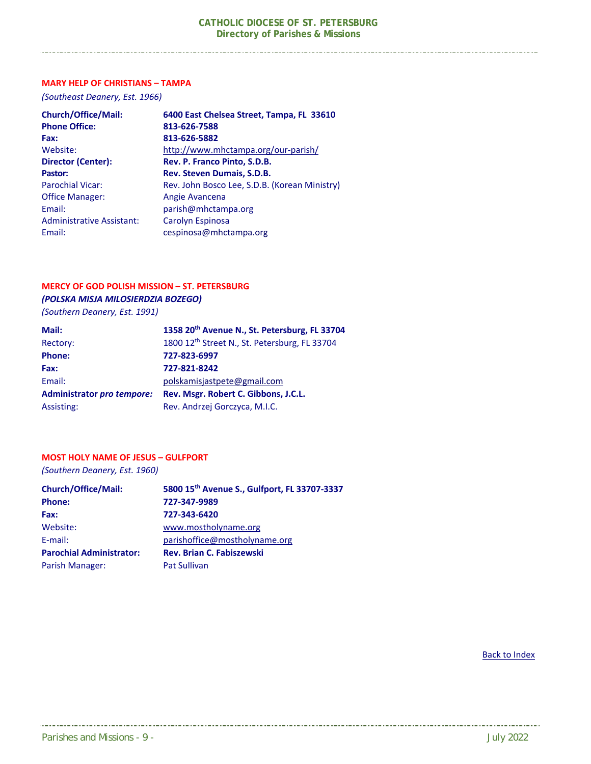## MARY HELP OF CHRISTIANS – TAMPA

*(Southeast Deanery, Est. 1966)*

**Church/Office/Mail:** **6400 East Chelsea Street, Tampa, FL 33610**
**Phone Office:** **813-626-7588**
**Fax:** **813-626-5882**
Website: http://www.mhctampa.org/our-parish/
**Director (Center):** **Rev. P. Franco Pinto, S.D.B.**
**Pastor:** **Rev. Steven Dumais, S.D.B.**
Parochial Vicar: Rev. John Bosco Lee, S.D.B. (Korean Ministry)
Office Manager: Angie Avancena
Email: parish@mhctampa.org
Administrative Assistant: Carolyn Espinosa
Email: cespinosa@mhctampa.org

## MERCY OF GOD POLISH MISSION – ST. PETERSBURG

***(POLSKA MISJA MILOSIERDZIA BOZEGO)***

*(Southern Deanery, Est. 1991)*

**Mail:** **1358 20th Avenue N., St. Petersburg, FL 33704**
Rectory: 1800 12th Street N., St. Petersburg, FL 33704
**Phone:** **727-823-6997**
**Fax:** **727-821-8242**
Email: polskamisjastpete@gmail.com
**Administrator *pro tempore:*** **Rev. Msgr. Robert C. Gibbons, J.C.L.**
Assisting: Rev. Andrzej Gorczyca, M.I.C.

## MOST HOLY NAME OF JESUS – GULFPORT

*(Southern Deanery, Est. 1960)*

**Church/Office/Mail:** **5800 15th Avenue S., Gulfport, FL 33707-3337**
**Phone:** **727-347-9989**
**Fax:** **727-343-6420**
Website: www.mostholyname.org
E-mail: parishoffice@mostholyname.org
**Parochial Administrator:** **Rev. Brian C. Fabiszewski**
Parish Manager: Pat Sullivan

Back to Index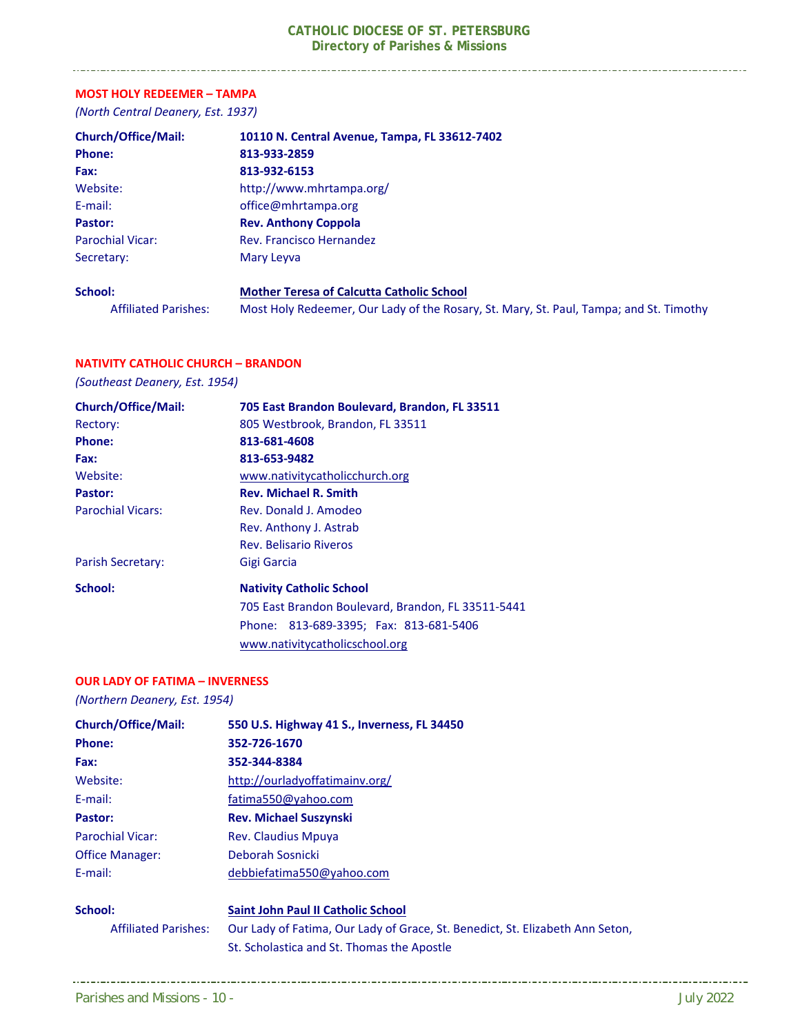## MOST HOLY REDEEMER – TAMPA

*(North Central Deanery, Est. 1937)*

**Church/Office/Mail:** **10110 N. Central Avenue, Tampa, FL 33612-7402**
**Phone:** **813-933-2859**
**Fax:** **813-932-6153**
Website: http://www.mhrtampa.org/
E-mail: office@mhrtampa.org
**Pastor:** **Rev. Anthony Coppola**
Parochial Vicar: Rev. Francisco Hernandez
Secretary: Mary Leyva

**School:** **Mother Teresa of Calcutta Catholic School**
Affiliated Parishes: Most Holy Redeemer, Our Lady of the Rosary, St. Mary, St. Paul, Tampa; and St. Timothy

## NATIVITY CATHOLIC CHURCH – BRANDON

*(Southeast Deanery, Est. 1954)*

**Church/Office/Mail:** **705 East Brandon Boulevard, Brandon, FL 33511**
Rectory: 805 Westbrook, Brandon, FL 33511
**Phone:** **813-681-4608**
**Fax:** **813-653-9482**
Website: www.nativitycatholicchurch.org
**Pastor:** **Rev. Michael R. Smith**
Parochial Vicars: Rev. Donald J. Amodeo
Rev. Anthony J. Astrab
Rev. Belisario Riveros
Parish Secretary: Gigi Garcia

**School:** **Nativity Catholic School**
705 East Brandon Boulevard, Brandon, FL 33511-5441
Phone: 813-689-3395; Fax: 813-681-5406
www.nativitycatholicschool.org

## OUR LADY OF FATIMA – INVERNESS

*(Northern Deanery, Est. 1954)*

**Church/Office/Mail:** **550 U.S. Highway 41 S., Inverness, FL 34450**
**Phone:** **352-726-1670**
**Fax:** **352-344-8384**
Website: http://ourladyoffatimainv.org/
E-mail: fatima550@yahoo.com
**Pastor:** **Rev. Michael Suszynski**
Parochial Vicar: Rev. Claudius Mpuya
Office Manager: Deborah Sosnicki
E-mail: debbiefatima550@yahoo.com

**School:** **Saint John Paul II Catholic School**
Affiliated Parishes: Our Lady of Fatima, Our Lady of Grace, St. Benedict, St. Elizabeth Ann Seton, St. Scholastica and St. Thomas the Apostle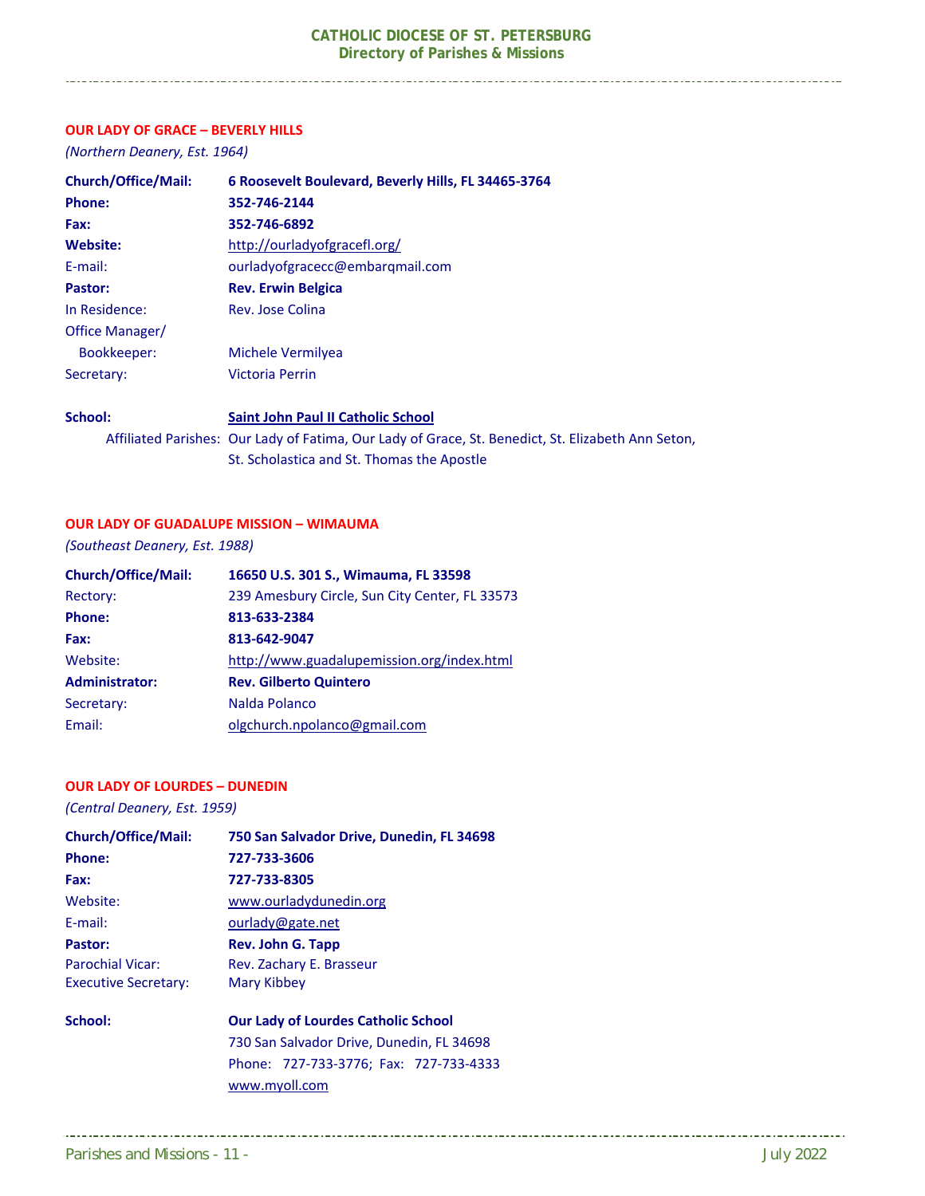## OUR LADY OF GRACE – BEVERLY HILLS

*(Northern Deanery, Est. 1964)*

**Church/Office/Mail:** **6 Roosevelt Boulevard, Beverly Hills, FL 34465-3764**
**Phone:** **352-746-2144**
**Fax:** **352-746-6892**
**Website:** http://ourladyofgracefl.org/
E-mail: ourladyofgracecc@embarqmail.com
**Pastor:** **Rev. Erwin Belgica**
In Residence: Rev. Jose Colina
Office Manager/ Bookkeeper: Michele Vermilyea
Secretary: Victoria Perrin

**School:** **Saint John Paul II Catholic School**
Affiliated Parishes: Our Lady of Fatima, Our Lady of Grace, St. Benedict, St. Elizabeth Ann Seton, St. Scholastica and St. Thomas the Apostle

## OUR LADY OF GUADALUPE MISSION – WIMAUMA

*(Southeast Deanery, Est. 1988)*

**Church/Office/Mail:** **16650 U.S. 301 S., Wimauma, FL 33598**
Rectory: 239 Amesbury Circle, Sun City Center, FL 33573
**Phone:** **813-633-2384**
**Fax:** **813-642-9047**
Website: http://www.guadalupemission.org/index.html
**Administrator:** **Rev. Gilberto Quintero**
Secretary: Nalda Polanco
Email: olgchurch.npolanco@gmail.com

## OUR LADY OF LOURDES – DUNEDIN

*(Central Deanery, Est. 1959)*

**Church/Office/Mail:** **750 San Salvador Drive, Dunedin, FL 34698**
**Phone:** **727-733-3606**
**Fax:** **727-733-8305**
Website: www.ourladydunedin.org
E-mail: ourlady@gate.net
**Pastor:** **Rev. John G. Tapp**
Parochial Vicar: Rev. Zachary E. Brasseur
Executive Secretary: Mary Kibbey

**School:** **Our Lady of Lourdes Catholic School**
730 San Salvador Drive, Dunedin, FL 34698
Phone: 727-733-3776; Fax: 727-733-4333
www.myoll.com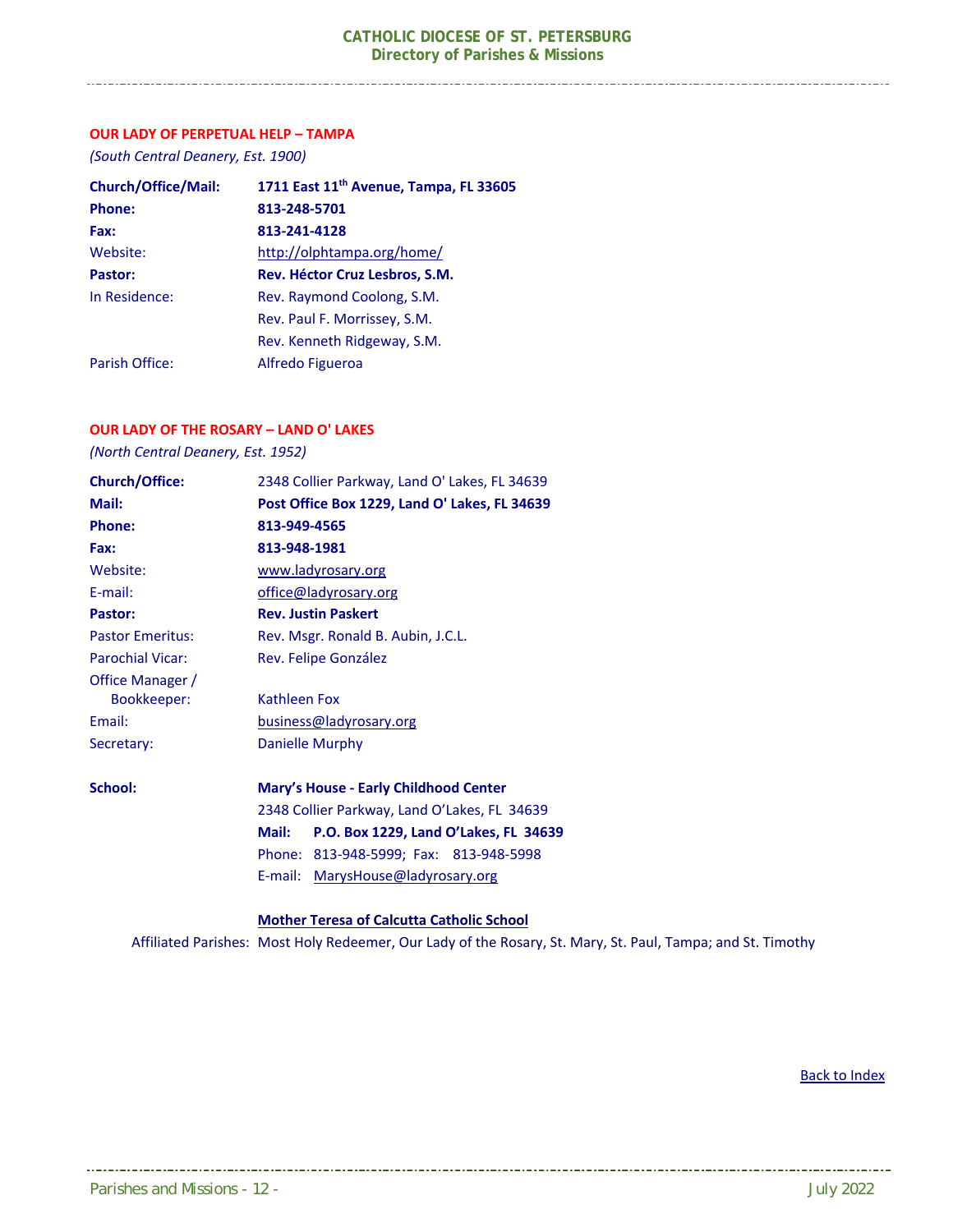## OUR LADY OF PERPETUAL HELP – TAMPA

*(South Central Deanery, Est. 1900)*

| | |
|---|---|
| **Church/Office/Mail:** | **1711 East 11th Avenue, Tampa, FL 33605** |
| **Phone:** | **813-248-5701** |
| **Fax:** | **813-241-4128** |
| Website: | http://olphtampa.org/home/ |
| **Pastor:** | **Rev. Héctor Cruz Lesbros, S.M.** |
| In Residence: | Rev. Raymond Coolong, S.M. |
| | Rev. Paul F. Morrissey, S.M. |
| | Rev. Kenneth Ridgeway, S.M. |
| Parish Office: | Alfredo Figueroa |

## OUR LADY OF THE ROSARY – LAND O' LAKES

*(North Central Deanery, Est. 1952)*

| | |
|---|---|
| **Church/Office:** | 2348 Collier Parkway, Land O' Lakes, FL 34639 |
| **Mail:** | **Post Office Box 1229, Land O' Lakes, FL 34639** |
| **Phone:** | **813-949-4565** |
| **Fax:** | **813-948-1981** |
| Website: | www.ladyrosary.org |
| E-mail: | office@ladyrosary.org |
| **Pastor:** | **Rev. Justin Paskert** |
| Pastor Emeritus: | Rev. Msgr. Ronald B. Aubin, J.C.L. |
| Parochial Vicar: | Rev. Felipe González |
| Office Manager / Bookkeeper: | Kathleen Fox |
| Email: | business@ladyrosary.org |
| Secretary: | Danielle Murphy |

**School:** **Mary's House - Early Childhood Center**
2348 Collier Parkway, Land O'Lakes, FL 34639
**Mail: P.O. Box 1229, Land O'Lakes, FL 34639**
Phone: 813-948-5999; Fax: 813-948-5998
E-mail: MarysHouse@ladyrosary.org

**Mother Teresa of Calcutta Catholic School**
Affiliated Parishes: Most Holy Redeemer, Our Lady of the Rosary, St. Mary, St. Paul, Tampa; and St. Timothy

Back to Index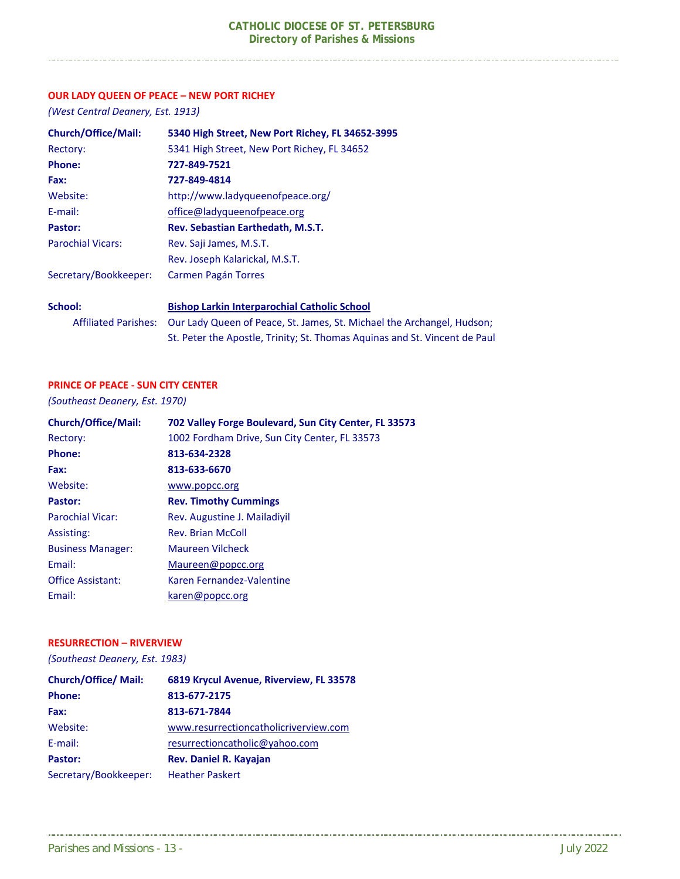## OUR LADY QUEEN OF PEACE – NEW PORT RICHEY

*(West Central Deanery, Est. 1913)*

**Church/Office/Mail:** **5340 High Street, New Port Richey, FL 34652-3995**
Rectory: 5341 High Street, New Port Richey, FL 34652
**Phone:** **727-849-7521**
**Fax:** **727-849-4814**
Website: http://www.ladyqueenofpeace.org/
E-mail: office@ladyqueenofpeace.org
**Pastor:** **Rev. Sebastian Earthedath, M.S.T.**
Parochial Vicars: Rev. Saji James, M.S.T.
Rev. Joseph Kalarickal, M.S.T.
Secretary/Bookkeeper: Carmen Pagán Torres

**School:** **Bishop Larkin Interparochial Catholic School**
Affiliated Parishes: Our Lady Queen of Peace, St. James, St. Michael the Archangel, Hudson; St. Peter the Apostle, Trinity; St. Thomas Aquinas and St. Vincent de Paul

## PRINCE OF PEACE - SUN CITY CENTER

*(Southeast Deanery, Est. 1970)*

**Church/Office/Mail:** **702 Valley Forge Boulevard, Sun City Center, FL 33573**
Rectory: 1002 Fordham Drive, Sun City Center, FL 33573
**Phone:** **813-634-2328**
**Fax:** **813-633-6670**
Website: www.popcc.org
**Pastor:** **Rev. Timothy Cummings**
Parochial Vicar: Rev. Augustine J. Mailadiyil
Assisting: Rev. Brian McColl
Business Manager: Maureen Vilcheck
Email: Maureen@popcc.org
Office Assistant: Karen Fernandez-Valentine
Email: karen@popcc.org

## RESURRECTION – RIVERVIEW

*(Southeast Deanery, Est. 1983)*

**Church/Office/ Mail:** **6819 Krycul Avenue, Riverview, FL 33578**
**Phone:** **813-677-2175**
**Fax:** **813-671-7844**
Website: www.resurrectioncatholicriverview.com
E-mail: resurrectioncatholic@yahoo.com
**Pastor:** **Rev. Daniel R. Kayajan**
Secretary/Bookkeeper: Heather Paskert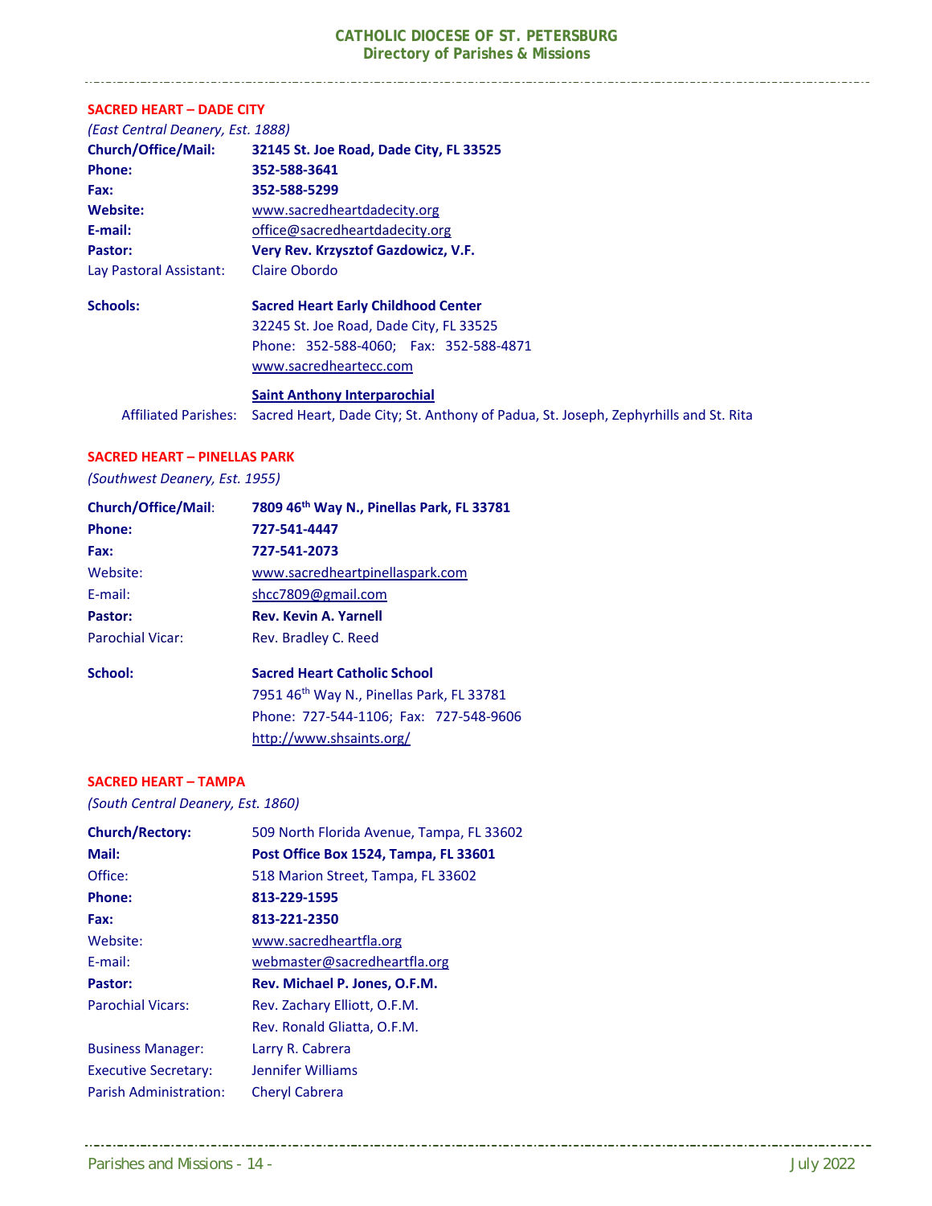## SACRED HEART – DADE CITY

*(East Central Deanery, Est. 1888)*

**Church/Office/Mail:** **32145 St. Joe Road, Dade City, FL 33525**
**Phone:** **352-588-3641**
**Fax:** **352-588-5299**
**Website:** www.sacredheartdadecity.org
**E-mail:** office@sacredheartdadecity.org
**Pastor:** **Very Rev. Krzysztof Gazdowicz, V.F.**
Lay Pastoral Assistant: Claire Obordo

**Schools:** **Sacred Heart Early Childhood Center**
32245 St. Joe Road, Dade City, FL 33525
Phone: 352-588-4060; Fax: 352-588-4871
www.sacredheartecc.com

**Saint Anthony Interparochial**
Affiliated Parishes: Sacred Heart, Dade City; St. Anthony of Padua, St. Joseph, Zephyrhills and St. Rita

## SACRED HEART – PINELLAS PARK

*(Southwest Deanery, Est. 1955)*

**Church/Office/Mail:** **7809 46th Way N., Pinellas Park, FL 33781**
**Phone:** **727-541-4447**
**Fax:** **727-541-2073**
Website: www.sacredheartpinellaspark.com
E-mail: shcc7809@gmail.com
**Pastor:** **Rev. Kevin A. Yarnell**
Parochial Vicar: Rev. Bradley C. Reed

**School:** **Sacred Heart Catholic School**
7951 46th Way N., Pinellas Park, FL 33781
Phone: 727-544-1106; Fax: 727-548-9606
http://www.shsaints.org/

## SACRED HEART – TAMPA

*(South Central Deanery, Est. 1860)*

**Church/Rectory:** 509 North Florida Avenue, Tampa, FL 33602
**Mail:** **Post Office Box 1524, Tampa, FL 33601**
Office: 518 Marion Street, Tampa, FL 33602
**Phone:** **813-229-1595**
**Fax:** **813-221-2350**
Website: www.sacredheartfla.org
E-mail: webmaster@sacredheartfla.org
**Pastor:** **Rev. Michael P. Jones, O.F.M.**
Parochial Vicars: Rev. Zachary Elliott, O.F.M.
Rev. Ronald Gliatta, O.F.M.
Business Manager: Larry R. Cabrera
Executive Secretary: Jennifer Williams
Parish Administration: Cheryl Cabrera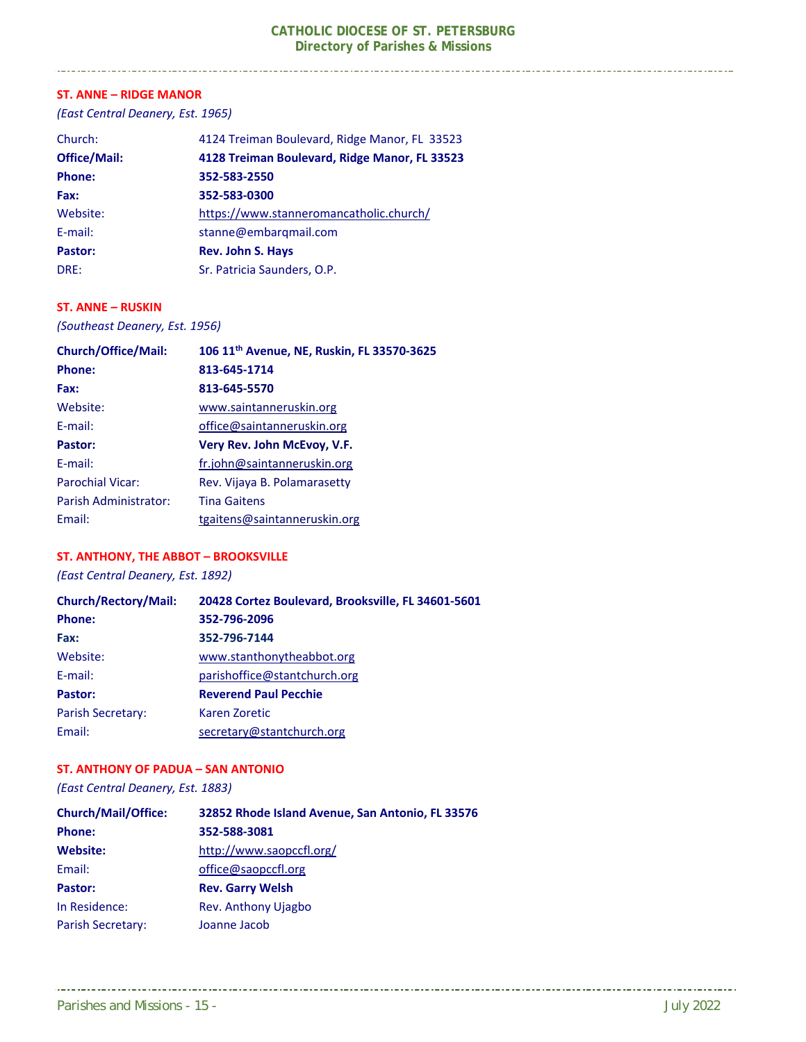## ST. ANNE – RIDGE MANOR

*(East Central Deanery, Est. 1965)*

Church: 4124 Treiman Boulevard, Ridge Manor, FL 33523
**Office/Mail:** **4128 Treiman Boulevard, Ridge Manor, FL 33523**
**Phone:** **352-583-2550**
**Fax:** **352-583-0300**
Website: https://www.stanneromancatholic.church/
E-mail: stanne@embarqmail.com
**Pastor:** **Rev. John S. Hays**
DRE: Sr. Patricia Saunders, O.P.

## ST. ANNE – RUSKIN

*(Southeast Deanery, Est. 1956)*

**Church/Office/Mail:** **106 11th Avenue, NE, Ruskin, FL 33570-3625**
**Phone:** **813-645-1714**
**Fax:** **813-645-5570**
Website: www.saintanneruskin.org
E-mail: office@saintanneruskin.org
**Pastor:** **Very Rev. John McEvoy, V.F.**
E-mail: fr.john@saintanneruskin.org
Parochial Vicar: Rev. Vijaya B. Polamarasetty
Parish Administrator: Tina Gaitens
Email: tgaitens@saintanneruskin.org

## ST. ANTHONY, THE ABBOT – BROOKSVILLE

*(East Central Deanery, Est. 1892)*

**Church/Rectory/Mail:** **20428 Cortez Boulevard, Brooksville, FL 34601-5601**
**Phone:** **352-796-2096**
**Fax:** **352-796-7144**
Website: www.stanthonytheabbot.org
E-mail: parishoffice@stantchurch.org
**Pastor:** **Reverend Paul Pecchie**
Parish Secretary: Karen Zoretic
Email: secretary@stantchurch.org

## ST. ANTHONY OF PADUA – SAN ANTONIO

*(East Central Deanery, Est. 1883)*

**Church/Mail/Office:** **32852 Rhode Island Avenue, San Antonio, FL 33576**
**Phone:** **352-588-3081**
**Website:** http://www.saopccfl.org/
Email: office@saopccfl.org
**Pastor:** **Rev. Garry Welsh**
In Residence: Rev. Anthony Ujagbo
Parish Secretary: Joanne Jacob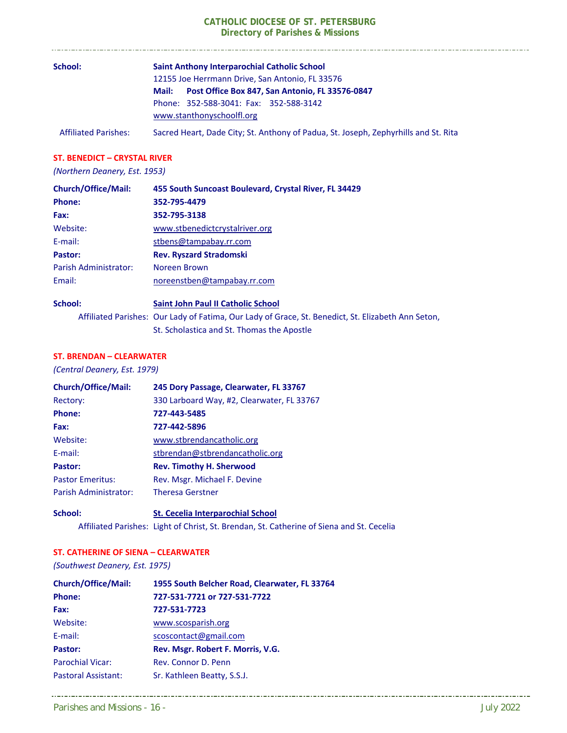**School:** **Saint Anthony Interparochial Catholic School**
12155 Joe Herrmann Drive, San Antonio, FL 33576
**Mail: Post Office Box 847, San Antonio, FL 33576-0847**
Phone: 352-588-3041: Fax: 352-588-3142
www.stanthonyschoolfl.org

Affiliated Parishes: Sacred Heart, Dade City; St. Anthony of Padua, St. Joseph, Zephyrhills and St. Rita

## ST. BENEDICT – CRYSTAL RIVER

*(Northern Deanery, Est. 1953)*

**Church/Office/Mail:** **455 South Suncoast Boulevard, Crystal River, FL 34429**
**Phone:** **352-795-4479**
**Fax:** **352-795-3138**
Website: www.stbenedictcrystalriver.org
E-mail: stbens@tampabay.rr.com
**Pastor:** **Rev. Ryszard Stradomski**
Parish Administrator: Noreen Brown
Email: noreenstben@tampabay.rr.com

**School:** **Saint John Paul II Catholic School**
Affiliated Parishes: Our Lady of Fatima, Our Lady of Grace, St. Benedict, St. Elizabeth Ann Seton, St. Scholastica and St. Thomas the Apostle

## ST. BRENDAN – CLEARWATER

*(Central Deanery, Est. 1979)*

**Church/Office/Mail:** **245 Dory Passage, Clearwater, FL 33767**
Rectory: 330 Larboard Way, #2, Clearwater, FL 33767
**Phone:** **727-443-5485**
**Fax:** **727-442-5896**
Website: www.stbrendancatholic.org
E-mail: stbrendan@stbrendancatholic.org
**Pastor:** **Rev. Timothy H. Sherwood**
Pastor Emeritus: Rev. Msgr. Michael F. Devine
Parish Administrator: Theresa Gerstner

**School:** **St. Cecelia Interparochial School**
Affiliated Parishes: Light of Christ, St. Brendan, St. Catherine of Siena and St. Cecelia

## ST. CATHERINE OF SIENA – CLEARWATER

*(Southwest Deanery, Est. 1975)*

**Church/Office/Mail:** **1955 South Belcher Road, Clearwater, FL 33764**
**Phone:** **727-531-7721 or 727-531-7722**
**Fax:** **727-531-7723**
Website: www.scosparish.org
E-mail: scoscontact@gmail.com
**Pastor:** **Rev. Msgr. Robert F. Morris, V.G.**
Parochial Vicar: Rev. Connor D. Penn
Pastoral Assistant: Sr. Kathleen Beatty, S.S.J.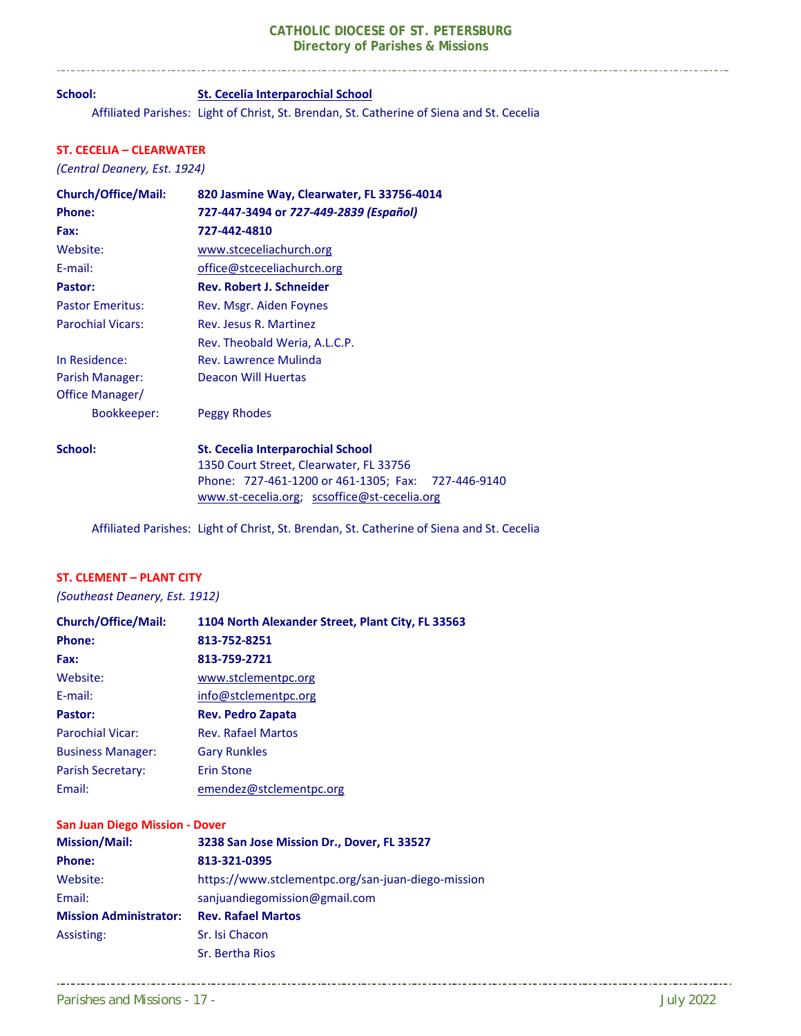**School:** **St. Cecelia Interparochial School**

Affiliated Parishes: Light of Christ, St. Brendan, St. Catherine of Siena and St. Cecelia

## ST. CECELIA – CLEARWATER

*(Central Deanery, Est. 1924)*

**Church/Office/Mail:** **820 Jasmine Way, Clearwater, FL 33756-4014**
**Phone:** **727-447-3494 or** ***727-449-2839 (Español)***
**Fax:** **727-442-4810**
Website: www.stceceliachurch.org
E-mail: office@stceceliachurch.org
**Pastor:** **Rev. Robert J. Schneider**
Pastor Emeritus: Rev. Msgr. Aiden Foynes
Parochial Vicars: Rev. Jesus R. Martinez
Rev. Theobald Weria, A.L.C.P.
In Residence: Rev. Lawrence Mulinda
Parish Manager: Deacon Will Huertas
Office Manager/Bookkeeper: Peggy Rhodes

**School:** **St. Cecelia Interparochial School**
1350 Court Street, Clearwater, FL 33756
Phone: 727-461-1200 or 461-1305; Fax: 727-446-9140
www.st-cecelia.org; scsoffice@st-cecelia.org

Affiliated Parishes: Light of Christ, St. Brendan, St. Catherine of Siena and St. Cecelia

## ST. CLEMENT – PLANT CITY

*(Southeast Deanery, Est. 1912)*

**Church/Office/Mail:** **1104 North Alexander Street, Plant City, FL 33563**
**Phone:** **813-752-8251**
**Fax:** **813-759-2721**
Website: www.stclementpc.org
E-mail: info@stclementpc.org
**Pastor:** **Rev. Pedro Zapata**
Parochial Vicar: Rev. Rafael Martos
Business Manager: Gary Runkles
Parish Secretary: Erin Stone
Email: emendez@stclementpc.org

### San Juan Diego Mission - Dover

**Mission/Mail:** **3238 San Jose Mission Dr., Dover, FL 33527**
**Phone:** **813-321-0395**
Website: https://www.stclementpc.org/san-juan-diego-mission
Email: sanjuandiegomission@gmail.com
**Mission Administrator:** **Rev. Rafael Martos**
Assisting: Sr. Isi Chacon
Sr. Bertha Rios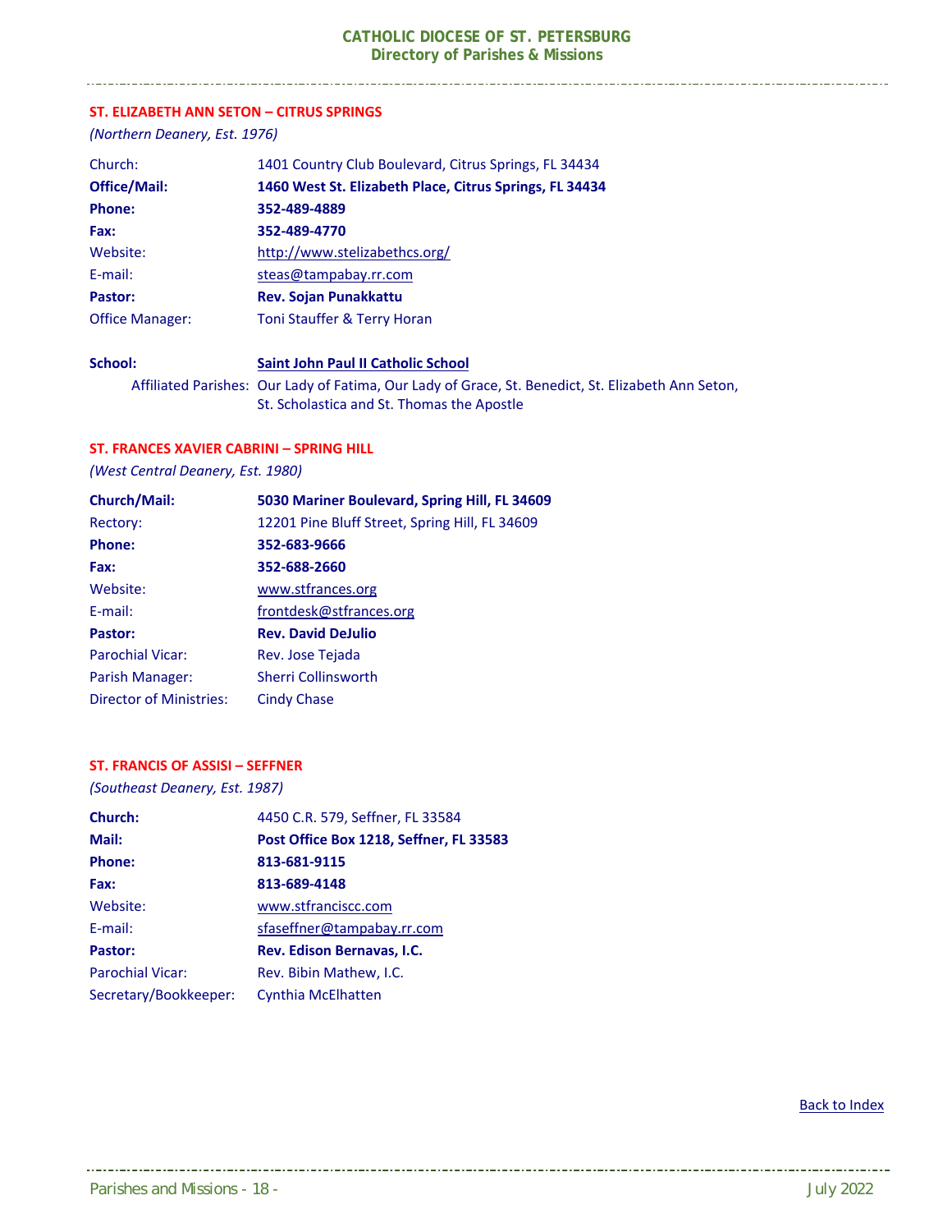## ST. ELIZABETH ANN SETON – CITRUS SPRINGS

*(Northern Deanery, Est. 1976)*

| | |
|---|---|
| Church: | 1401 Country Club Boulevard, Citrus Springs, FL 34434 |
| **Office/Mail:** | **1460 West St. Elizabeth Place, Citrus Springs, FL 34434** |
| **Phone:** | **352-489-4889** |
| **Fax:** | **352-489-4770** |
| Website: | http://www.stelizabethcs.org/ |
| E-mail: | steas@tampabay.rr.com |
| **Pastor:** | **Rev. Sojan Punakkattu** |
| Office Manager: | Toni Stauffer & Terry Horan |

**School:** **Saint John Paul II Catholic School**

Affiliated Parishes: Our Lady of Fatima, Our Lady of Grace, St. Benedict, St. Elizabeth Ann Seton, St. Scholastica and St. Thomas the Apostle

## ST. FRANCES XAVIER CABRINI – SPRING HILL

*(West Central Deanery, Est. 1980)*

| | |
|---|---|
| **Church/Mail:** | **5030 Mariner Boulevard, Spring Hill, FL 34609** |
| Rectory: | 12201 Pine Bluff Street, Spring Hill, FL 34609 |
| **Phone:** | **352-683-9666** |
| **Fax:** | **352-688-2660** |
| Website: | www.stfrances.org |
| E-mail: | frontdesk@stfrances.org |
| **Pastor:** | **Rev. David DeJulio** |
| Parochial Vicar: | Rev. Jose Tejada |
| Parish Manager: | Sherri Collinsworth |
| Director of Ministries: | Cindy Chase |

## ST. FRANCIS OF ASSISI – SEFFNER

*(Southeast Deanery, Est. 1987)*

| | |
|---|---|
| **Church:** | 4450 C.R. 579, Seffner, FL 33584 |
| **Mail:** | **Post Office Box 1218, Seffner, FL 33583** |
| **Phone:** | **813-681-9115** |
| **Fax:** | **813-689-4148** |
| Website: | www.stfranciscc.com |
| E-mail: | sfaseffner@tampabay.rr.com |
| **Pastor:** | **Rev. Edison Bernavas, I.C.** |
| Parochial Vicar: | Rev. Bibin Mathew, I.C. |
| Secretary/Bookkeeper: | Cynthia McElhatten |

Back to Index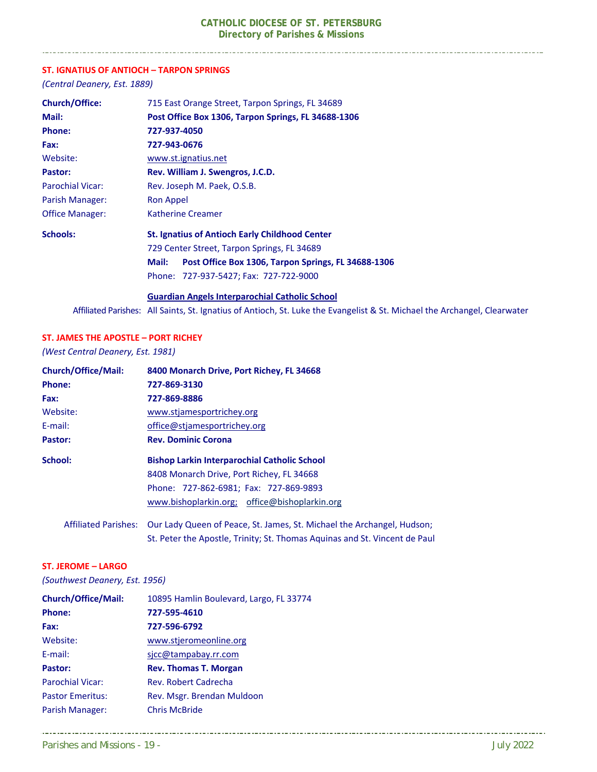## ST. IGNATIUS OF ANTIOCH – TARPON SPRINGS

*(Central Deanery, Est. 1889)*

**Church/Office:** 715 East Orange Street, Tarpon Springs, FL 34689
**Mail:** **Post Office Box 1306, Tarpon Springs, FL 34688-1306**
**Phone:** **727-937-4050**
**Fax:** **727-943-0676**
Website: www.st.ignatius.net
**Pastor:** **Rev. William J. Swengros, J.C.D.**
Parochial Vicar: Rev. Joseph M. Paek, O.S.B.
Parish Manager: Ron Appel
Office Manager: Katherine Creamer

**Schools:** **St. Ignatius of Antioch Early Childhood Center**
729 Center Street, Tarpon Springs, FL 34689
**Mail:** **Post Office Box 1306, Tarpon Springs, FL 34688-1306**
Phone: 727-937-5427; Fax: 727-722-9000

**Guardian Angels Interparochial Catholic School**
Affiliated Parishes: All Saints, St. Ignatius of Antioch, St. Luke the Evangelist & St. Michael the Archangel, Clearwater

## ST. JAMES THE APOSTLE – PORT RICHEY

*(West Central Deanery, Est. 1981)*

**Church/Office/Mail:** **8400 Monarch Drive, Port Richey, FL 34668**
**Phone:** **727-869-3130**
**Fax:** **727-869-8886**
Website: www.stjamesportrichey.org
E-mail: office@stjamesportrichey.org
**Pastor:** **Rev. Dominic Corona**

**School:** **Bishop Larkin Interparochial Catholic School**
8408 Monarch Drive, Port Richey, FL 34668
Phone: 727-862-6981; Fax: 727-869-9893
www.bishoplarkin.org; office@bishoplarkin.org

Affiliated Parishes: Our Lady Queen of Peace, St. James, St. Michael the Archangel, Hudson; St. Peter the Apostle, Trinity; St. Thomas Aquinas and St. Vincent de Paul

## ST. JEROME – LARGO

*(Southwest Deanery, Est. 1956)*

**Church/Office/Mail:** 10895 Hamlin Boulevard, Largo, FL 33774
**Phone:** **727-595-4610**
**Fax:** **727-596-6792**
Website: www.stjeromeonline.org
E-mail: sjcc@tampabay.rr.com
**Pastor:** **Rev. Thomas T. Morgan**
Parochial Vicar: Rev. Robert Cadrecha
Pastor Emeritus: Rev. Msgr. Brendan Muldoon
Parish Manager: Chris McBride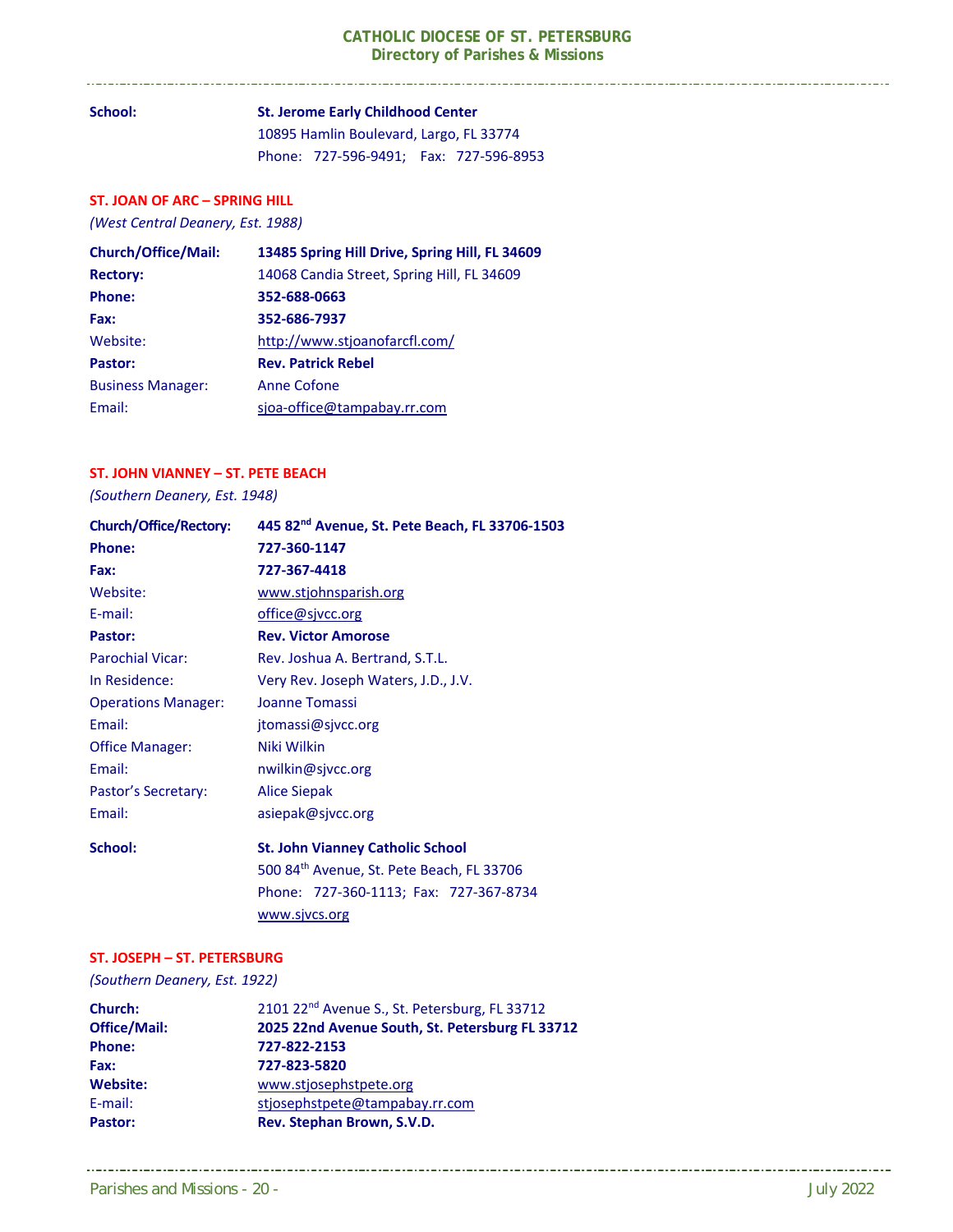**School:** **St. Jerome Early Childhood Center**
10895 Hamlin Boulevard, Largo, FL 33774
Phone: 727-596-9491; Fax: 727-596-8953

## ST. JOAN OF ARC – SPRING HILL

*(West Central Deanery, Est. 1988)*

**Church/Office/Mail:** **13485 Spring Hill Drive, Spring Hill, FL 34609**
**Rectory:** 14068 Candia Street, Spring Hill, FL 34609
**Phone:** **352-688-0663**
**Fax:** **352-686-7937**
Website: http://www.stjoanofarcfl.com/
**Pastor:** **Rev. Patrick Rebel**
Business Manager: Anne Cofone
Email: sjoa-office@tampabay.rr.com

## ST. JOHN VIANNEY – ST. PETE BEACH

*(Southern Deanery, Est. 1948)*

**Church/Office/Rectory:** **445 82nd Avenue, St. Pete Beach, FL 33706-1503**
**Phone:** **727-360-1147**
**Fax:** **727-367-4418**
Website: www.stjohnsparish.org
E-mail: office@sjvcc.org
**Pastor:** **Rev. Victor Amorose**
Parochial Vicar: Rev. Joshua A. Bertrand, S.T.L.
In Residence: Very Rev. Joseph Waters, J.D., J.V.
Operations Manager: Joanne Tomassi
Email: jtomassi@sjvcc.org
Office Manager: Niki Wilkin
Email: nwilkin@sjvcc.org
Pastor's Secretary: Alice Siepak
Email: asiepak@sjvcc.org

**School:** **St. John Vianney Catholic School**
500 84th Avenue, St. Pete Beach, FL 33706
Phone: 727-360-1113; Fax: 727-367-8734
www.sjvcs.org

## ST. JOSEPH – ST. PETERSBURG

*(Southern Deanery, Est. 1922)*

**Church:** 2101 22nd Avenue S., St. Petersburg, FL 33712
**Office/Mail:** **2025 22nd Avenue South, St. Petersburg FL 33712**
**Phone:** **727-822-2153**
**Fax:** **727-823-5820**
**Website:** www.stjosephstpete.org
E-mail: stjosephstpete@tampabay.rr.com
**Pastor:** **Rev. Stephan Brown, S.V.D.**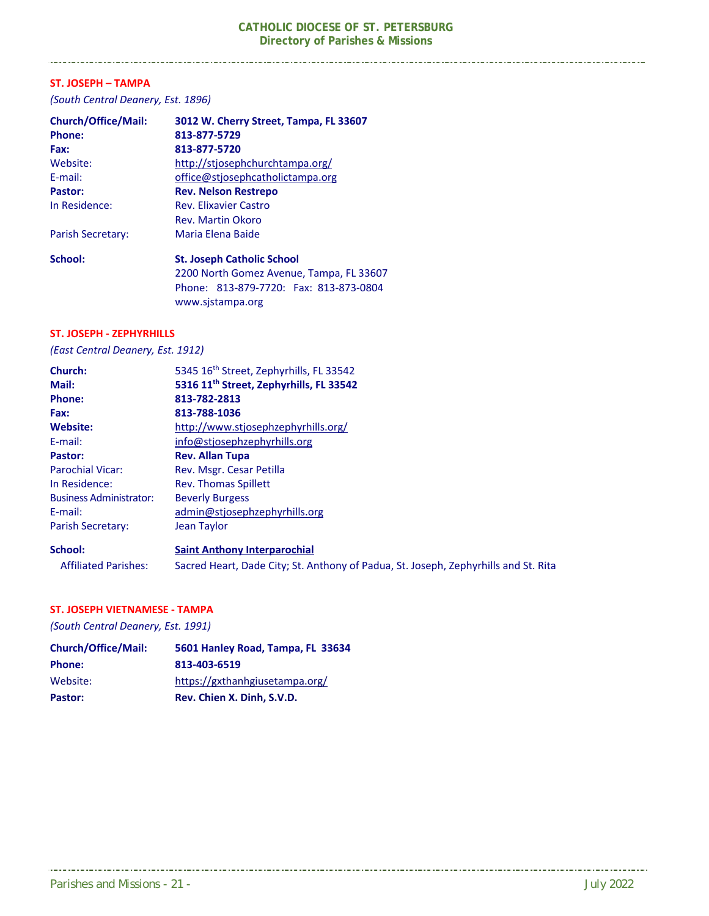## ST. JOSEPH – TAMPA

*(South Central Deanery, Est. 1896)*

**Church/Office/Mail:** **3012 W. Cherry Street, Tampa, FL 33607**
**Phone:** **813-877-5729**
**Fax:** **813-877-5720**
Website: http://stjosephchurchtampa.org/
E-mail: office@stjosephcatholictampa.org
**Pastor:** **Rev. Nelson Restrepo**
In Residence: Rev. Elixavier Castro
Rev. Martin Okoro
Parish Secretary: Maria Elena Baide

**School:** **St. Joseph Catholic School**
2200 North Gomez Avenue, Tampa, FL 33607
Phone: 813-879-7720: Fax: 813-873-0804
www.sjstampa.org

## ST. JOSEPH - ZEPHYRHILLS

*(East Central Deanery, Est. 1912)*

**Church:** 5345 16th Street, Zephyrhills, FL 33542
**Mail:** **5316 11th Street, Zephyrhills, FL 33542**
**Phone:** **813-782-2813**
**Fax:** **813-788-1036**
**Website:** http://www.stjosephzephyrhills.org/
E-mail: info@stjosephzephyrhills.org
**Pastor:** **Rev. Allan Tupa**
Parochial Vicar: Rev. Msgr. Cesar Petilla
In Residence: Rev. Thomas Spillett
Business Administrator: Beverly Burgess
E-mail: admin@stjosephzephyrhills.org
Parish Secretary: Jean Taylor

**School:** **Saint Anthony Interparochial**
Affiliated Parishes: Sacred Heart, Dade City; St. Anthony of Padua, St. Joseph, Zephyrhills and St. Rita

## ST. JOSEPH VIETNAMESE - TAMPA

*(South Central Deanery, Est. 1991)*

**Church/Office/Mail:** **5601 Hanley Road, Tampa, FL 33634**
**Phone:** **813-403-6519**
Website: https://gxthanhgiusetampa.org/
**Pastor:** **Rev. Chien X. Dinh, S.V.D.**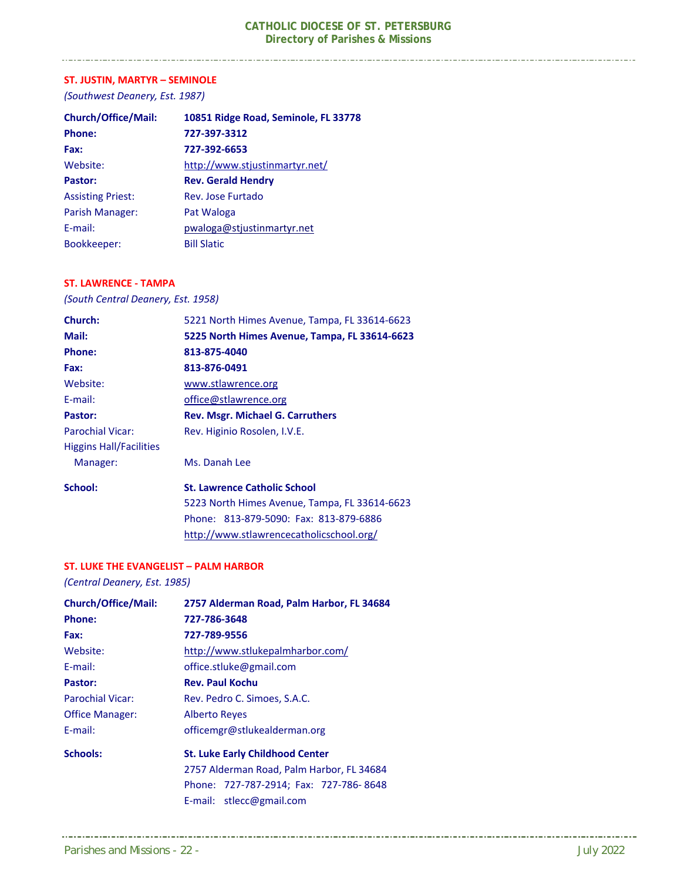## ST. JUSTIN, MARTYR – SEMINOLE

*(Southwest Deanery, Est. 1987)*

**Church/Office/Mail:** **10851 Ridge Road, Seminole, FL 33778**
**Phone:** **727-397-3312**
**Fax:** **727-392-6653**
Website: http://www.stjustinmartyr.net/
**Pastor:** **Rev. Gerald Hendry**
Assisting Priest: Rev. Jose Furtado
Parish Manager: Pat Waloga
E-mail: pwaloga@stjustinmartyr.net
Bookkeeper: Bill Slatic

## ST. LAWRENCE - TAMPA

*(South Central Deanery, Est. 1958)*

**Church:** 5221 North Himes Avenue, Tampa, FL 33614-6623
**Mail:** **5225 North Himes Avenue, Tampa, FL 33614-6623**
**Phone:** **813-875-4040**
**Fax:** **813-876-0491**
Website: www.stlawrence.org
E-mail: office@stlawrence.org
**Pastor:** **Rev. Msgr. Michael G. Carruthers**
Parochial Vicar: Rev. Higinio Rosolen, I.V.E.
Higgins Hall/Facilities Manager: Ms. Danah Lee

**School:** **St. Lawrence Catholic School**
5223 North Himes Avenue, Tampa, FL 33614-6623
Phone: 813-879-5090: Fax: 813-879-6886
http://www.stlawrencecatholicschool.org/

## ST. LUKE THE EVANGELIST – PALM HARBOR

*(Central Deanery, Est. 1985)*

**Church/Office/Mail:** **2757 Alderman Road, Palm Harbor, FL 34684**
**Phone:** **727-786-3648**
**Fax:** **727-789-9556**
Website: http://www.stlukepalmharbor.com/
E-mail: office.stluke@gmail.com
**Pastor:** **Rev. Paul Kochu**
Parochial Vicar: Rev. Pedro C. Simoes, S.A.C.
Office Manager: Alberto Reyes
E-mail: officemgr@stlukealderman.org

**Schools:** **St. Luke Early Childhood Center**
2757 Alderman Road, Palm Harbor, FL 34684
Phone: 727-787-2914; Fax: 727-786- 8648
E-mail: stlecc@gmail.com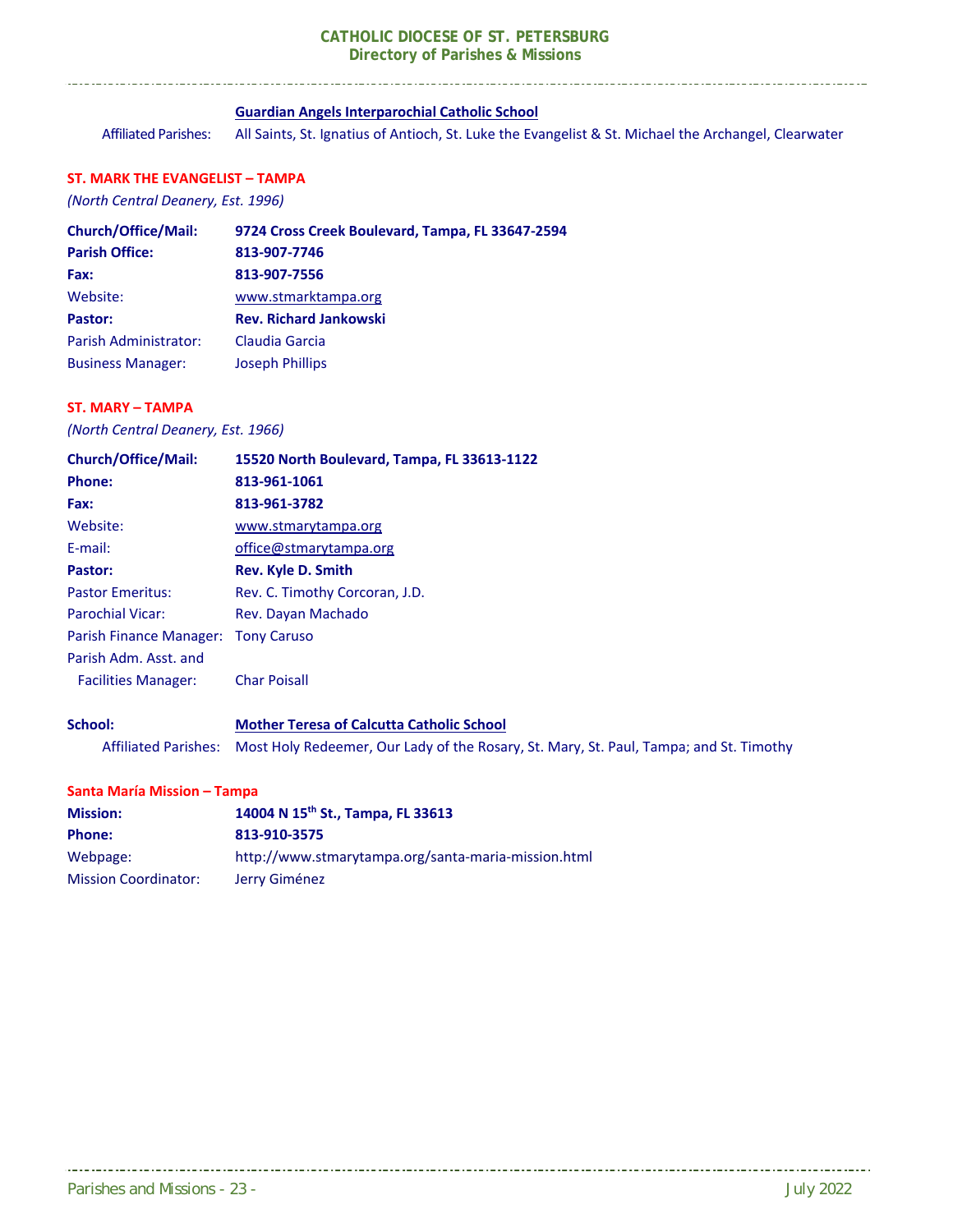**Guardian Angels Interparochial Catholic School**

Affiliated Parishes: All Saints, St. Ignatius of Antioch, St. Luke the Evangelist & St. Michael the Archangel, Clearwater

## ST. MARK THE EVANGELIST – TAMPA

*(North Central Deanery, Est. 1996)*

**Church/Office/Mail:** **9724 Cross Creek Boulevard, Tampa, FL 33647-2594**
**Parish Office:** **813-907-7746**
**Fax:** **813-907-7556**
Website: www.stmarktampa.org
**Pastor:** **Rev. Richard Jankowski**
Parish Administrator: Claudia Garcia
Business Manager: Joseph Phillips

## ST. MARY – TAMPA

*(North Central Deanery, Est. 1966)*

**Church/Office/Mail:** **15520 North Boulevard, Tampa, FL 33613-1122**
**Phone:** **813-961-1061**
**Fax:** **813-961-3782**
Website: www.stmarytampa.org
E-mail: office@stmarytampa.org
**Pastor:** **Rev. Kyle D. Smith**
Pastor Emeritus: Rev. C. Timothy Corcoran, J.D.
Parochial Vicar: Rev. Dayan Machado
Parish Finance Manager: Tony Caruso
Parish Adm. Asst. and Facilities Manager: Char Poisall

**School:** **Mother Teresa of Calcutta Catholic School**

Affiliated Parishes: Most Holy Redeemer, Our Lady of the Rosary, St. Mary, St. Paul, Tampa; and St. Timothy

### Santa María Mission – Tampa

**Mission:** **14004 N 15th St., Tampa, FL 33613**
**Phone:** **813-910-3575**
Webpage: http://www.stmarytampa.org/santa-maria-mission.html
Mission Coordinator: Jerry Giménez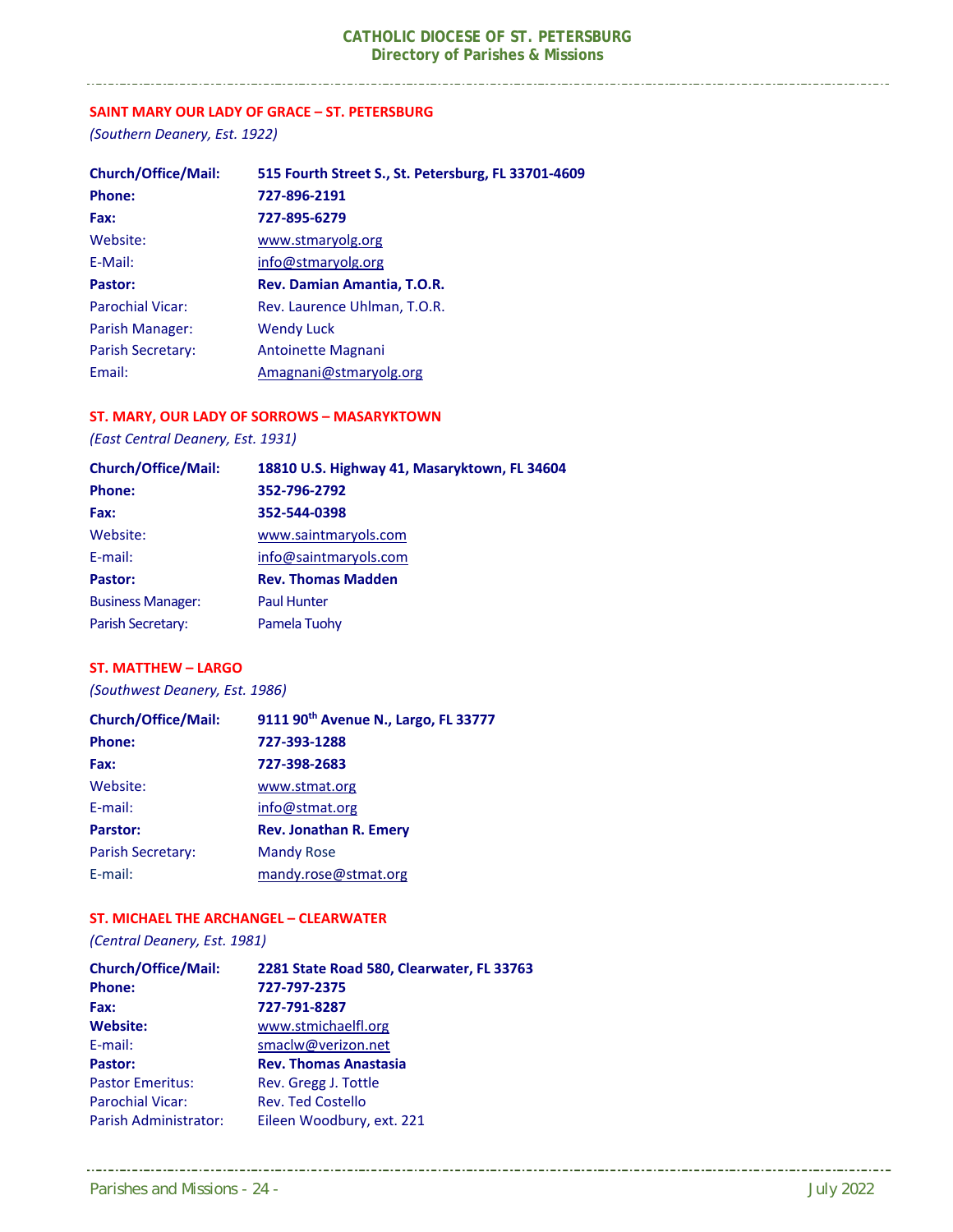## SAINT MARY OUR LADY OF GRACE – ST. PETERSBURG

*(Southern Deanery, Est. 1922)*

| | |
|---|---|
| **Church/Office/Mail:** | **515 Fourth Street S., St. Petersburg, FL 33701-4609** |
| **Phone:** | **727-896-2191** |
| **Fax:** | **727-895-6279** |
| Website: | www.stmaryolg.org |
| E-Mail: | info@stmaryolg.org |
| **Pastor:** | **Rev. Damian Amantia, T.O.R.** |
| Parochial Vicar: | Rev. Laurence Uhlman, T.O.R. |
| Parish Manager: | Wendy Luck |
| Parish Secretary: | Antoinette Magnani |
| Email: | Amagnani@stmaryolg.org |

## ST. MARY, OUR LADY OF SORROWS – MASARYKTOWN

*(East Central Deanery, Est. 1931)*

| | |
|---|---|
| **Church/Office/Mail:** | **18810 U.S. Highway 41, Masaryktown, FL 34604** |
| **Phone:** | **352-796-2792** |
| **Fax:** | **352-544-0398** |
| Website: | www.saintmaryols.com |
| E-mail: | info@saintmaryols.com |
| **Pastor:** | **Rev. Thomas Madden** |
| Business Manager: | Paul Hunter |
| Parish Secretary: | Pamela Tuohy |

## ST. MATTHEW – LARGO

*(Southwest Deanery, Est. 1986)*

| | |
|---|---|
| **Church/Office/Mail:** | **9111 90th Avenue N., Largo, FL 33777** |
| **Phone:** | **727-393-1288** |
| **Fax:** | **727-398-2683** |
| Website: | www.stmat.org |
| E-mail: | info@stmat.org |
| **Parstor:** | **Rev. Jonathan R. Emery** |
| Parish Secretary: | Mandy Rose |
| E-mail: | mandy.rose@stmat.org |

## ST. MICHAEL THE ARCHANGEL – CLEARWATER

*(Central Deanery, Est. 1981)*

| | |
|---|---|
| **Church/Office/Mail:** | **2281 State Road 580, Clearwater, FL 33763** |
| **Phone:** | **727-797-2375** |
| **Fax:** | **727-791-8287** |
| **Website:** | www.stmichaelfl.org |
| E-mail: | smaclw@verizon.net |
| **Pastor:** | **Rev. Thomas Anastasia** |
| Pastor Emeritus: | Rev. Gregg J. Tottle |
| Parochial Vicar: | Rev. Ted Costello |
| Parish Administrator: | Eileen Woodbury, ext. 221 |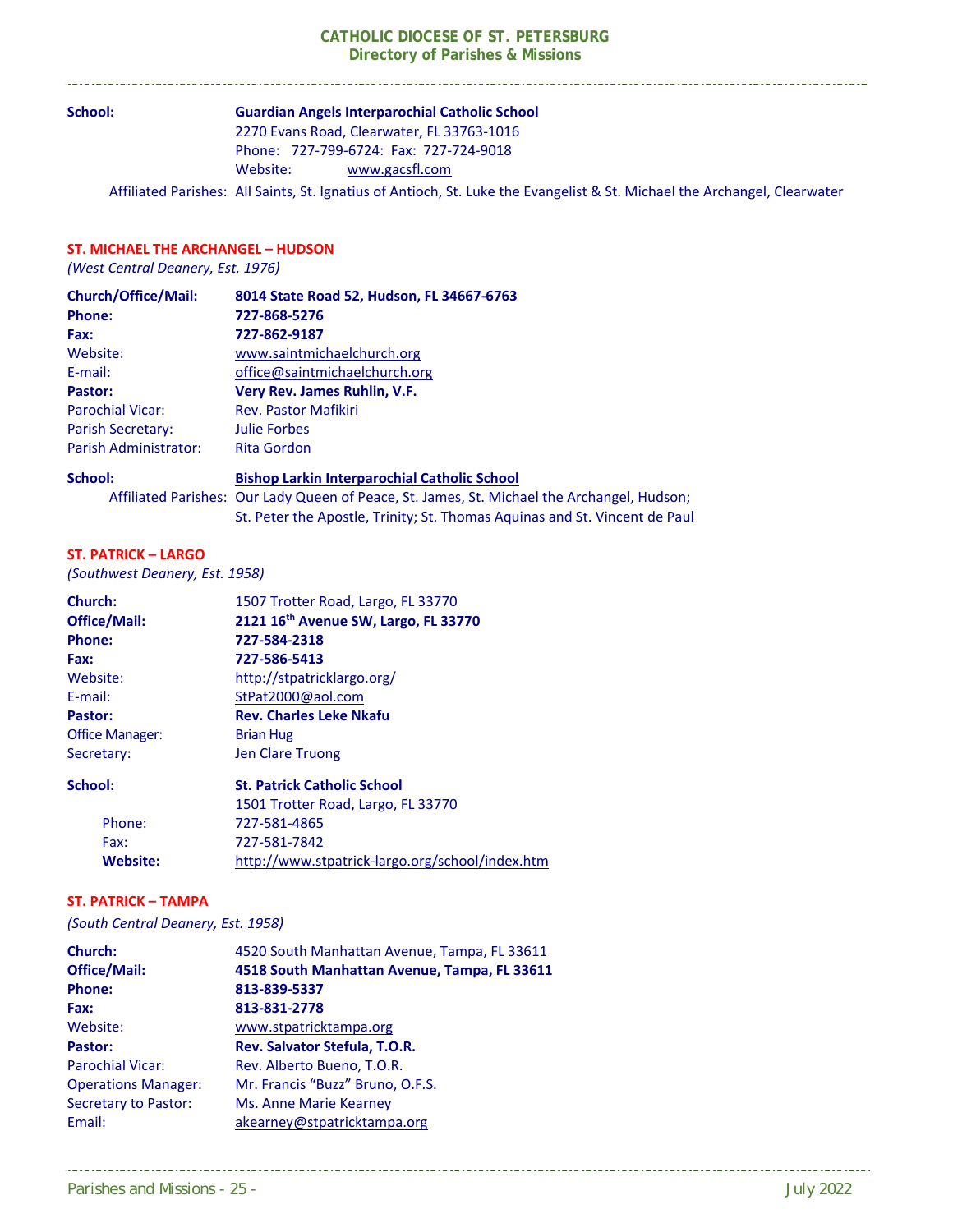**School:** **Guardian Angels Interparochial Catholic School**
2270 Evans Road, Clearwater, FL 33763-1016
Phone: 727-799-6724: Fax: 727-724-9018
Website: www.gacsfl.com

Affiliated Parishes: All Saints, St. Ignatius of Antioch, St. Luke the Evangelist & St. Michael the Archangel, Clearwater

## ST. MICHAEL THE ARCHANGEL – HUDSON

*(West Central Deanery, Est. 1976)*

**Church/Office/Mail:** **8014 State Road 52, Hudson, FL 34667-6763**
**Phone:** **727-868-5276**
**Fax:** **727-862-9187**
Website: www.saintmichaelchurch.org
E-mail: office@saintmichaelchurch.org
**Pastor:** **Very Rev. James Ruhlin, V.F.**
Parochial Vicar: Rev. Pastor Mafikiri
Parish Secretary: Julie Forbes
Parish Administrator: Rita Gordon

**School:** **Bishop Larkin Interparochial Catholic School**

Affiliated Parishes: Our Lady Queen of Peace, St. James, St. Michael the Archangel, Hudson; St. Peter the Apostle, Trinity; St. Thomas Aquinas and St. Vincent de Paul

## ST. PATRICK – LARGO

*(Southwest Deanery, Est. 1958)*

**Church:** 1507 Trotter Road, Largo, FL 33770
**Office/Mail:** **2121 16th Avenue SW, Largo, FL 33770**
**Phone:** **727-584-2318**
**Fax:** **727-586-5413**
Website: http://stpatricklargo.org/
E-mail: StPat2000@aol.com
**Pastor:** **Rev. Charles Leke Nkafu**
Office Manager: Brian Hug
Secretary: Jen Clare Truong

**School:** **St. Patrick Catholic School**
1501 Trotter Road, Largo, FL 33770
Phone: 727-581-4865
Fax: 727-581-7842
**Website:** http://www.stpatrick-largo.org/school/index.htm

## ST. PATRICK – TAMPA

*(South Central Deanery, Est. 1958)*

**Church:** 4520 South Manhattan Avenue, Tampa, FL 33611
**Office/Mail:** **4518 South Manhattan Avenue, Tampa, FL 33611**
**Phone:** **813-839-5337**
**Fax:** **813-831-2778**
Website: www.stpatricktampa.org
**Pastor:** **Rev. Salvator Stefula, T.O.R.**
Parochial Vicar: Rev. Alberto Bueno, T.O.R.
Operations Manager: Mr. Francis "Buzz" Bruno, O.F.S.
Secretary to Pastor: Ms. Anne Marie Kearney
Email: akearney@stpatricktampa.org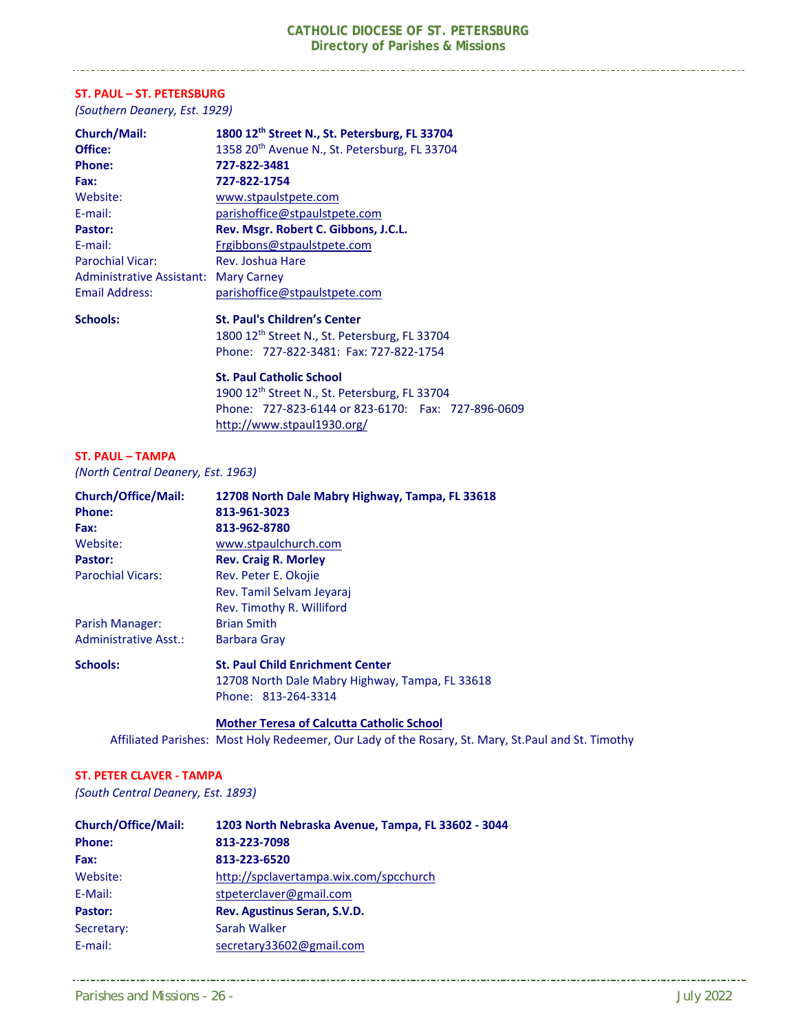## ST. PAUL – ST. PETERSBURG

*(Southern Deanery, Est. 1929)*

**Church/Mail:** **1800 12th Street N., St. Petersburg, FL 33704**
**Office:** 1358 20th Avenue N., St. Petersburg, FL 33704
**Phone:** **727-822-3481**
**Fax:** **727-822-1754**
Website: www.stpaulstpete.com
E-mail: parishoffice@stpaulstpete.com
**Pastor:** **Rev. Msgr. Robert C. Gibbons, J.C.L.**
E-mail: Frgibbons@stpaulstpete.com
Parochial Vicar: Rev. Joshua Hare
Administrative Assistant: Mary Carney
Email Address: parishoffice@stpaulstpete.com

**Schools:**

**St. Paul's Children's Center**
1800 12th Street N., St. Petersburg, FL 33704
Phone: 727-822-3481: Fax: 727-822-1754

**St. Paul Catholic School**
1900 12th Street N., St. Petersburg, FL 33704
Phone: 727-823-6144 or 823-6170: Fax: 727-896-0609
http://www.stpaul1930.org/

## ST. PAUL – TAMPA

*(North Central Deanery, Est. 1963)*

**Church/Office/Mail:** **12708 North Dale Mabry Highway, Tampa, FL 33618**
**Phone:** **813-961-3023**
**Fax:** **813-962-8780**
Website: www.stpaulchurch.com
**Pastor:** **Rev. Craig R. Morley**
Parochial Vicars: Rev. Peter E. Okojie
Rev. Tamil Selvam Jeyaraj
Rev. Timothy R. Williford
Parish Manager: Brian Smith
Administrative Asst.: Barbara Gray

**Schools:**

**St. Paul Child Enrichment Center**
12708 North Dale Mabry Highway, Tampa, FL 33618
Phone: 813-264-3314

**Mother Teresa of Calcutta Catholic School**
Affiliated Parishes: Most Holy Redeemer, Our Lady of the Rosary, St. Mary, St.Paul and St. Timothy

## ST. PETER CLAVER - TAMPA

*(South Central Deanery, Est. 1893)*

**Church/Office/Mail:** **1203 North Nebraska Avenue, Tampa, FL 33602 - 3044**
**Phone:** **813-223-7098**
**Fax:** **813-223-6520**
Website: http://spclavertampa.wix.com/spcchurch
E-Mail: stpeterclaver@gmail.com
**Pastor:** **Rev. Agustinus Seran, S.V.D.**
Secretary: Sarah Walker
E-mail: secretary33602@gmail.com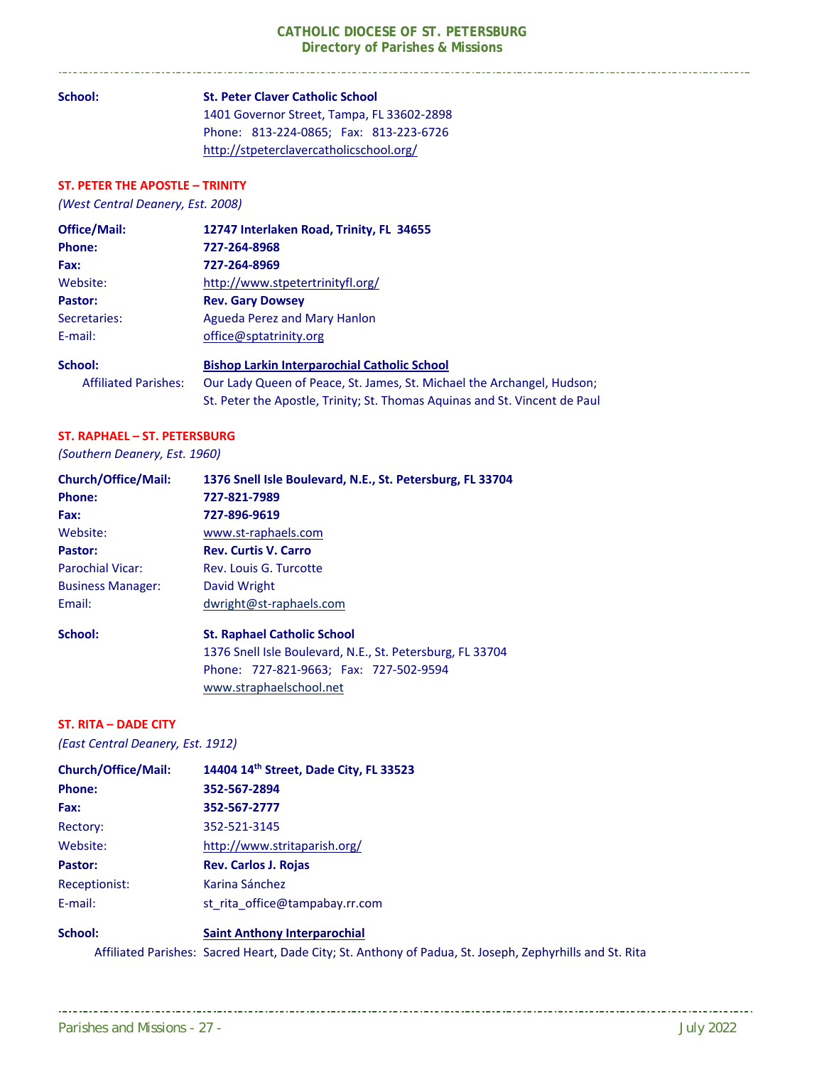**School:** **St. Peter Claver Catholic School**
1401 Governor Street, Tampa, FL 33602-2898
Phone: 813-224-0865; Fax: 813-223-6726
http://stpeterclavercatholicschool.org/

## ST. PETER THE APOSTLE – TRINITY

*(West Central Deanery, Est. 2008)*

**Office/Mail:** **12747 Interlaken Road, Trinity, FL 34655**
**Phone:** **727-264-8968**
**Fax:** **727-264-8969**
Website: http://www.stpetertrinityfl.org/
**Pastor:** **Rev. Gary Dowsey**
Secretaries: Agueda Perez and Mary Hanlon
E-mail: office@sptatrinity.org

**School:** **Bishop Larkin Interparochial Catholic School**
Affiliated Parishes: Our Lady Queen of Peace, St. James, St. Michael the Archangel, Hudson; St. Peter the Apostle, Trinity; St. Thomas Aquinas and St. Vincent de Paul

## ST. RAPHAEL – ST. PETERSBURG

*(Southern Deanery, Est. 1960)*

**Church/Office/Mail:** **1376 Snell Isle Boulevard, N.E., St. Petersburg, FL 33704**
**Phone:** **727-821-7989**
**Fax:** **727-896-9619**
Website: www.st-raphaels.com
**Pastor:** **Rev. Curtis V. Carro**
Parochial Vicar: Rev. Louis G. Turcotte
Business Manager: David Wright
Email: dwright@st-raphaels.com

**School:** **St. Raphael Catholic School**
1376 Snell Isle Boulevard, N.E., St. Petersburg, FL 33704
Phone: 727-821-9663; Fax: 727-502-9594
www.straphaelschool.net

## ST. RITA – DADE CITY

*(East Central Deanery, Est. 1912)*

**Church/Office/Mail:** **14404 14th Street, Dade City, FL 33523**
**Phone:** **352-567-2894**
**Fax:** **352-567-2777**
Rectory: 352-521-3145
Website: http://www.stritaparish.org/
**Pastor:** **Rev. Carlos J. Rojas**
Receptionist: Karina Sánchez
E-mail: st_rita_office@tampabay.rr.com

**School:** **Saint Anthony Interparochial**
Affiliated Parishes: Sacred Heart, Dade City; St. Anthony of Padua, St. Joseph, Zephyrhills and St. Rita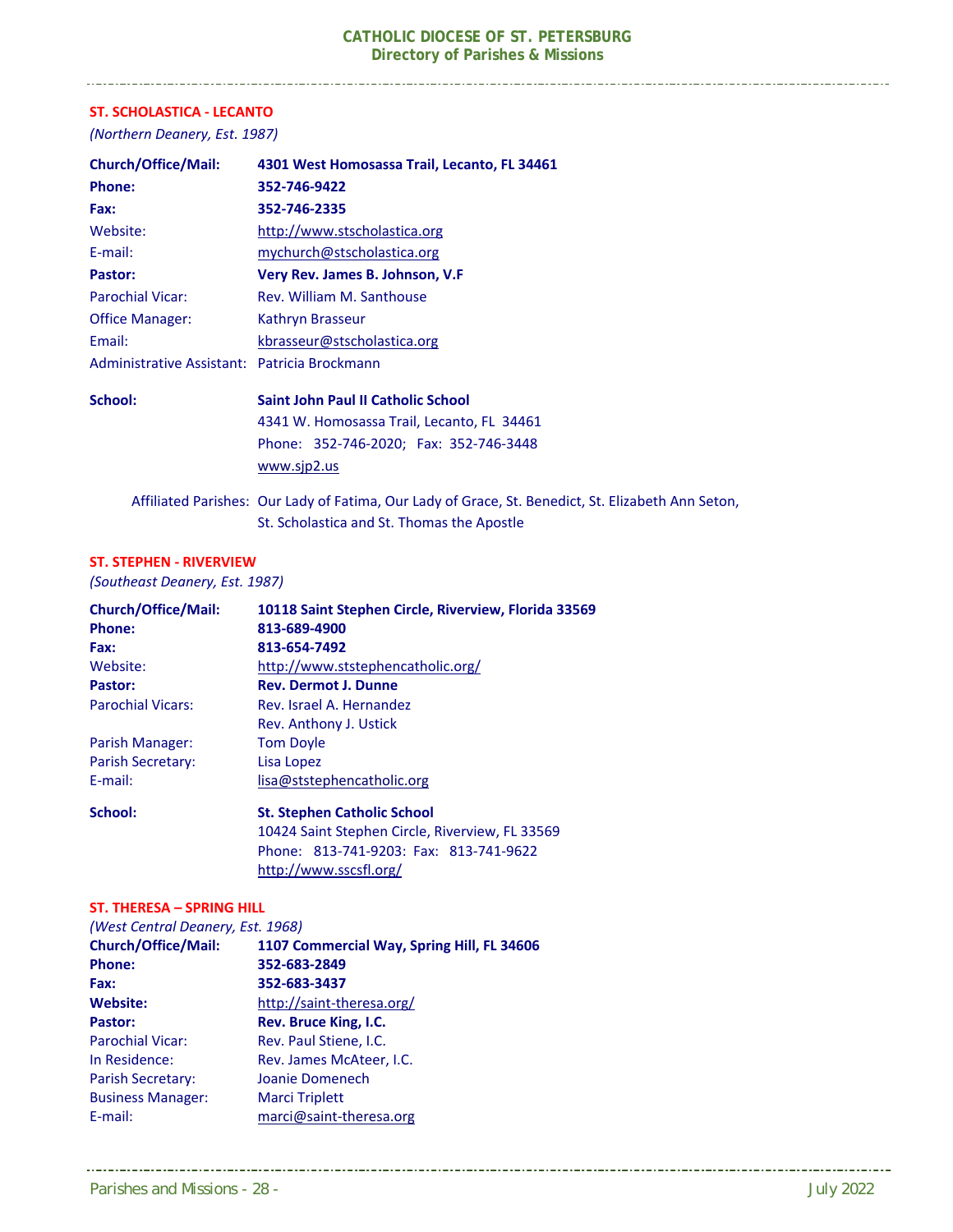## ST. SCHOLASTICA - LECANTO

*(Northern Deanery, Est. 1987)*

**Church/Office/Mail:** **4301 West Homosassa Trail, Lecanto, FL 34461**
**Phone:** **352-746-9422**
**Fax:** **352-746-2335**
Website: http://www.stscholastica.org
E-mail: mychurch@stscholastica.org
**Pastor:** **Very Rev. James B. Johnson, V.F**
Parochial Vicar: Rev. William M. Santhouse
Office Manager: Kathryn Brasseur
Email: kbrasseur@stscholastica.org
Administrative Assistant: Patricia Brockmann

**School:** **Saint John Paul II Catholic School**
4341 W. Homosassa Trail, Lecanto, FL 34461
Phone: 352-746-2020; Fax: 352-746-3448
www.sjp2.us

Affiliated Parishes: Our Lady of Fatima, Our Lady of Grace, St. Benedict, St. Elizabeth Ann Seton, St. Scholastica and St. Thomas the Apostle

## ST. STEPHEN - RIVERVIEW

*(Southeast Deanery, Est. 1987)*

**Church/Office/Mail:** **10118 Saint Stephen Circle, Riverview, Florida 33569**
**Phone:** **813-689-4900**
**Fax:** **813-654-7492**
Website: http://www.ststephencatholic.org/
**Pastor:** **Rev. Dermot J. Dunne**
Parochial Vicars: Rev. Israel A. Hernandez
Rev. Anthony J. Ustick
Parish Manager: Tom Doyle
Parish Secretary: Lisa Lopez
E-mail: lisa@ststephencatholic.org

**School:** **St. Stephen Catholic School**
10424 Saint Stephen Circle, Riverview, FL 33569
Phone: 813-741-9203: Fax: 813-741-9622
http://www.sscsfl.org/

## ST. THERESA – SPRING HILL

*(West Central Deanery, Est. 1968)*

**Church/Office/Mail:** **1107 Commercial Way, Spring Hill, FL 34606**
**Phone:** **352-683-2849**
**Fax:** **352-683-3437**
**Website:** http://saint-theresa.org/
**Pastor:** **Rev. Bruce King, I.C.**
Parochial Vicar: Rev. Paul Stiene, I.C.
In Residence: Rev. James McAteer, I.C.
Parish Secretary: Joanie Domenech
Business Manager: Marci Triplett
E-mail: marci@saint-theresa.org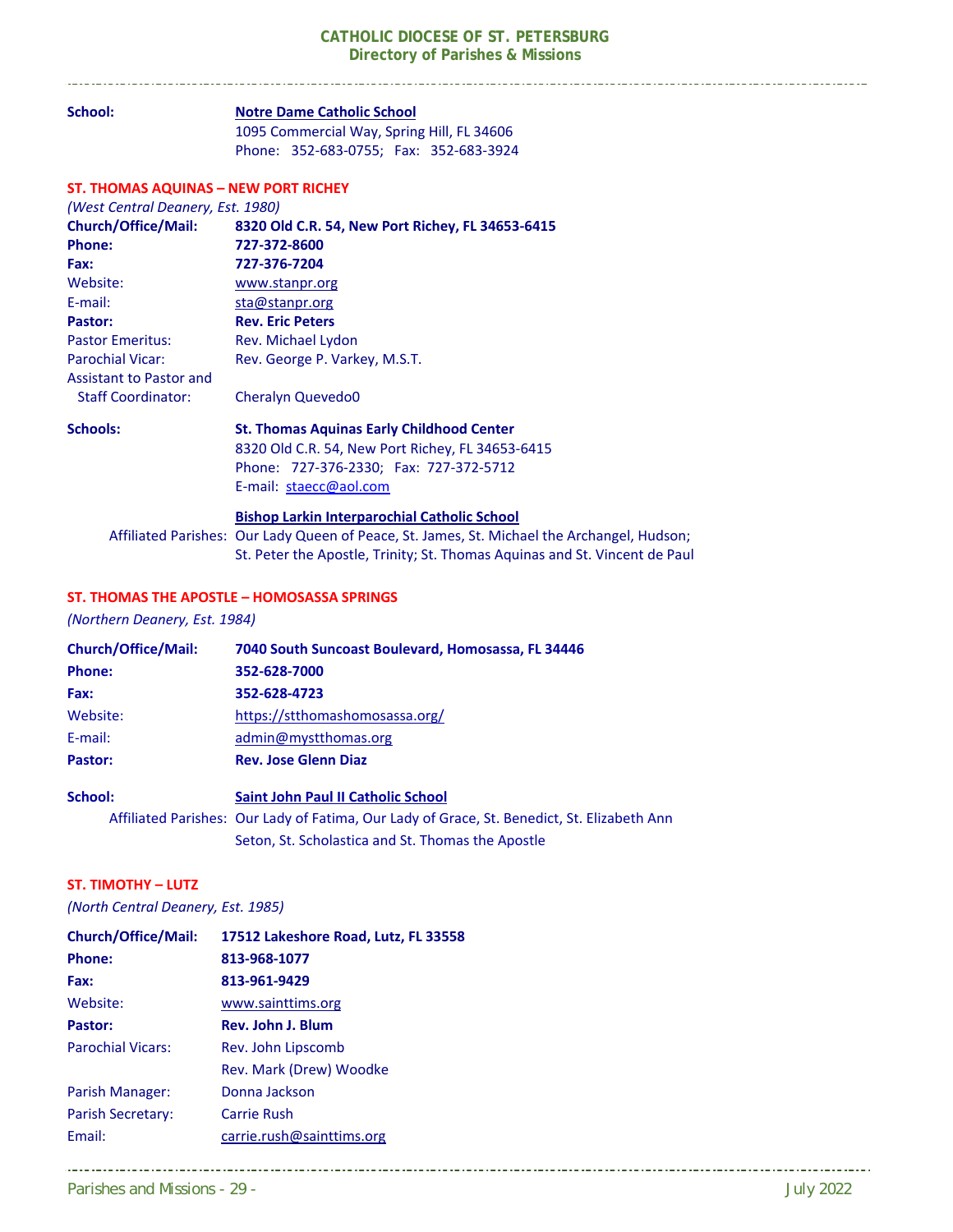**School:** **Notre Dame Catholic School**
1095 Commercial Way, Spring Hill, FL 34606
Phone: 352-683-0755; Fax: 352-683-3924

## ST. THOMAS AQUINAS – NEW PORT RICHEY

*(West Central Deanery, Est. 1980)*

**Church/Office/Mail:** **8320 Old C.R. 54, New Port Richey, FL 34653-6415**
**Phone:** **727-372-8600**
**Fax:** **727-376-7204**
Website: www.stanpr.org
E-mail: sta@stanpr.org
**Pastor:** **Rev. Eric Peters**
Pastor Emeritus: Rev. Michael Lydon
Parochial Vicar: Rev. George P. Varkey, M.S.T.
Assistant to Pastor and Staff Coordinator: Cheralyn Quevedo0

**Schools:** **St. Thomas Aquinas Early Childhood Center**
8320 Old C.R. 54, New Port Richey, FL 34653-6415
Phone: 727-376-2330; Fax: 727-372-5712
E-mail: staecc@aol.com

**Bishop Larkin Interparochial Catholic School**
Affiliated Parishes: Our Lady Queen of Peace, St. James, St. Michael the Archangel, Hudson; St. Peter the Apostle, Trinity; St. Thomas Aquinas and St. Vincent de Paul

## ST. THOMAS THE APOSTLE – HOMOSASSA SPRINGS

*(Northern Deanery, Est. 1984)*

**Church/Office/Mail:** **7040 South Suncoast Boulevard, Homosassa, FL 34446**
**Phone:** **352-628-7000**
**Fax:** **352-628-4723**
Website: https://stthomashomosassa.org/
E-mail: admin@mystthomas.org
**Pastor:** **Rev. Jose Glenn Diaz**

**School:** **Saint John Paul II Catholic School**
Affiliated Parishes: Our Lady of Fatima, Our Lady of Grace, St. Benedict, St. Elizabeth Ann Seton, St. Scholastica and St. Thomas the Apostle

## ST. TIMOTHY – LUTZ

*(North Central Deanery, Est. 1985)*

**Church/Office/Mail:** **17512 Lakeshore Road, Lutz, FL 33558**
**Phone:** **813-968-1077**
**Fax:** **813-961-9429**
Website: www.sainttims.org
**Pastor:** **Rev. John J. Blum**
Parochial Vicars: Rev. John Lipscomb
Rev. Mark (Drew) Woodke
Parish Manager: Donna Jackson
Parish Secretary: Carrie Rush
Email: carrie.rush@sainttims.org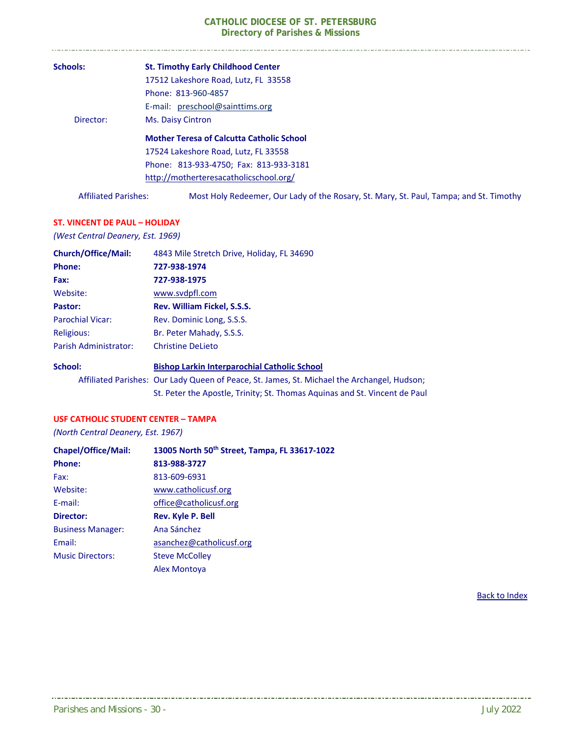**Schools:** **St. Timothy Early Childhood Center**
17512 Lakeshore Road, Lutz, FL 33558
Phone: 813-960-4857
E-mail: preschool@sainttims.org

Director: Ms. Daisy Cintron

**Mother Teresa of Calcutta Catholic School**
17524 Lakeshore Road, Lutz, FL 33558
Phone: 813-933-4750; Fax: 813-933-3181
http://motherteresacatholicschool.org/

Affiliated Parishes: Most Holy Redeemer, Our Lady of the Rosary, St. Mary, St. Paul, Tampa; and St. Timothy

## ST. VINCENT DE PAUL – HOLIDAY

*(West Central Deanery, Est. 1969)*

**Church/Office/Mail:** 4843 Mile Stretch Drive, Holiday, FL 34690
**Phone:** **727-938-1974**
**Fax:** **727-938-1975**
Website: www.svdpfl.com
**Pastor:** **Rev. William Fickel, S.S.S.**
Parochial Vicar: Rev. Dominic Long, S.S.S.
Religious: Br. Peter Mahady, S.S.S.
Parish Administrator: Christine DeLieto

**School:** **Bishop Larkin Interparochial Catholic School**
Affiliated Parishes: Our Lady Queen of Peace, St. James, St. Michael the Archangel, Hudson; St. Peter the Apostle, Trinity; St. Thomas Aquinas and St. Vincent de Paul

## USF CATHOLIC STUDENT CENTER – TAMPA

*(North Central Deanery, Est. 1967)*

**Chapel/Office/Mail:** **13005 North 50th Street, Tampa, FL 33617-1022**
**Phone:** **813-988-3727**
Fax: 813-609-6931
Website: www.catholicusf.org
E-mail: office@catholicusf.org
**Director:** **Rev. Kyle P. Bell**
Business Manager: Ana Sánchez
Email: asanchez@catholicusf.org
Music Directors: Steve McColley
Alex Montoya

Back to Index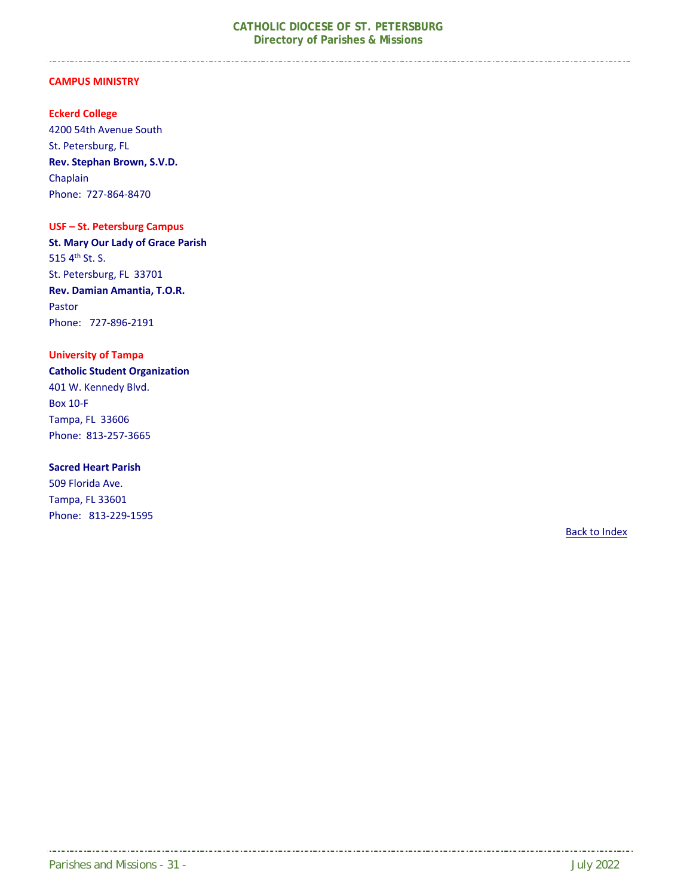## CAMPUS MINISTRY

### Eckerd College

4200 54th Avenue South
St. Petersburg, FL
**Rev. Stephan Brown, S.V.D.**
Chaplain
Phone: 727-864-8470

### USF – St. Petersburg Campus

**St. Mary Our Lady of Grace Parish**
515 4th St. S.
St. Petersburg, FL 33701
**Rev. Damian Amantia, T.O.R.**
Pastor
Phone: 727-896-2191

### University of Tampa

**Catholic Student Organization**
401 W. Kennedy Blvd.
Box 10-F
Tampa, FL 33606
Phone: 813-257-3665

**Sacred Heart Parish**
509 Florida Ave.
Tampa, FL 33601
Phone: 813-229-1595

Back to Index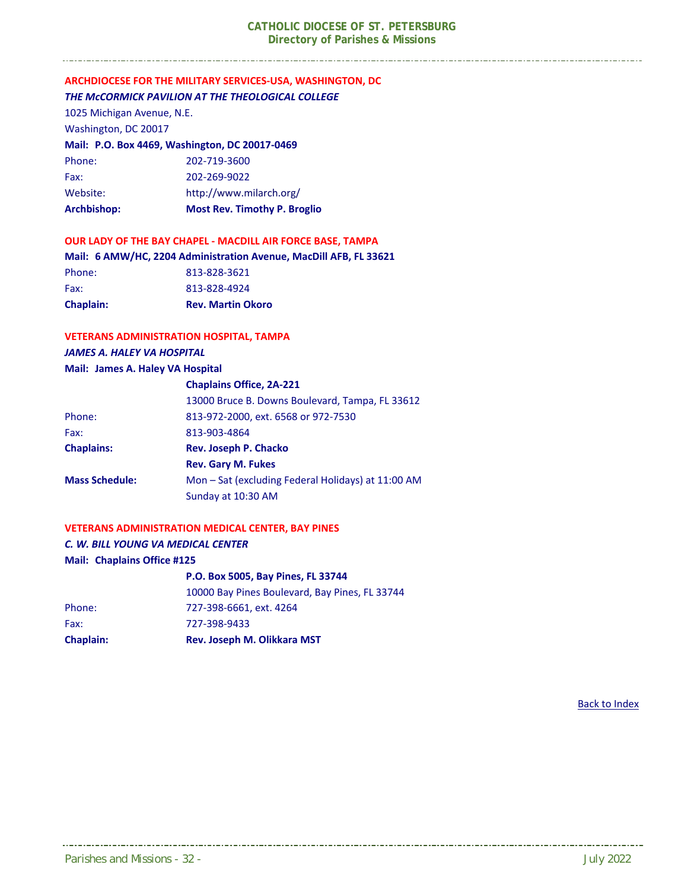## ARCHDIOCESE FOR THE MILITARY SERVICES-USA, WASHINGTON, DC

***THE McCORMICK PAVILION AT THE THEOLOGICAL COLLEGE***

1025 Michigan Avenue, N.E.
Washington, DC 20017

**Mail: P.O. Box 4469, Washington, DC 20017-0469**

| | |
|---|---|
| Phone: | 202-719-3600 |
| Fax: | 202-269-9022 |
| Website: | http://www.milarch.org/ |
| **Archbishop:** | **Most Rev. Timothy P. Broglio** |

## OUR LADY OF THE BAY CHAPEL - MACDILL AIR FORCE BASE, TAMPA

**Mail: 6 AMW/HC, 2204 Administration Avenue, MacDill AFB, FL 33621**

| | |
|---|---|
| Phone: | 813-828-3621 |
| Fax: | 813-828-4924 |
| **Chaplain:** | **Rev. Martin Okoro** |

## VETERANS ADMINISTRATION HOSPITAL, TAMPA

***JAMES A. HALEY VA HOSPITAL***

**Mail: James A. Haley VA Hospital**

| | |
|---|---|
| | **Chaplains Office, 2A-221** |
| | 13000 Bruce B. Downs Boulevard, Tampa, FL 33612 |
| Phone: | 813-972-2000, ext. 6568 or 972-7530 |
| Fax: | 813-903-4864 |
| **Chaplains:** | **Rev. Joseph P. Chacko** |
| | **Rev. Gary M. Fukes** |
| **Mass Schedule:** | Mon – Sat (excluding Federal Holidays) at 11:00 AM |
| | Sunday at 10:30 AM |

## VETERANS ADMINISTRATION MEDICAL CENTER, BAY PINES

***C. W. BILL YOUNG VA MEDICAL CENTER***

**Mail: Chaplains Office #125**

| | |
|---|---|
| | **P.O. Box 5005, Bay Pines, FL 33744** |
| | 10000 Bay Pines Boulevard, Bay Pines, FL 33744 |
| Phone: | 727-398-6661, ext. 4264 |
| Fax: | 727-398-9433 |
| **Chaplain:** | **Rev. Joseph M. Olikkara MST** |

Back to Index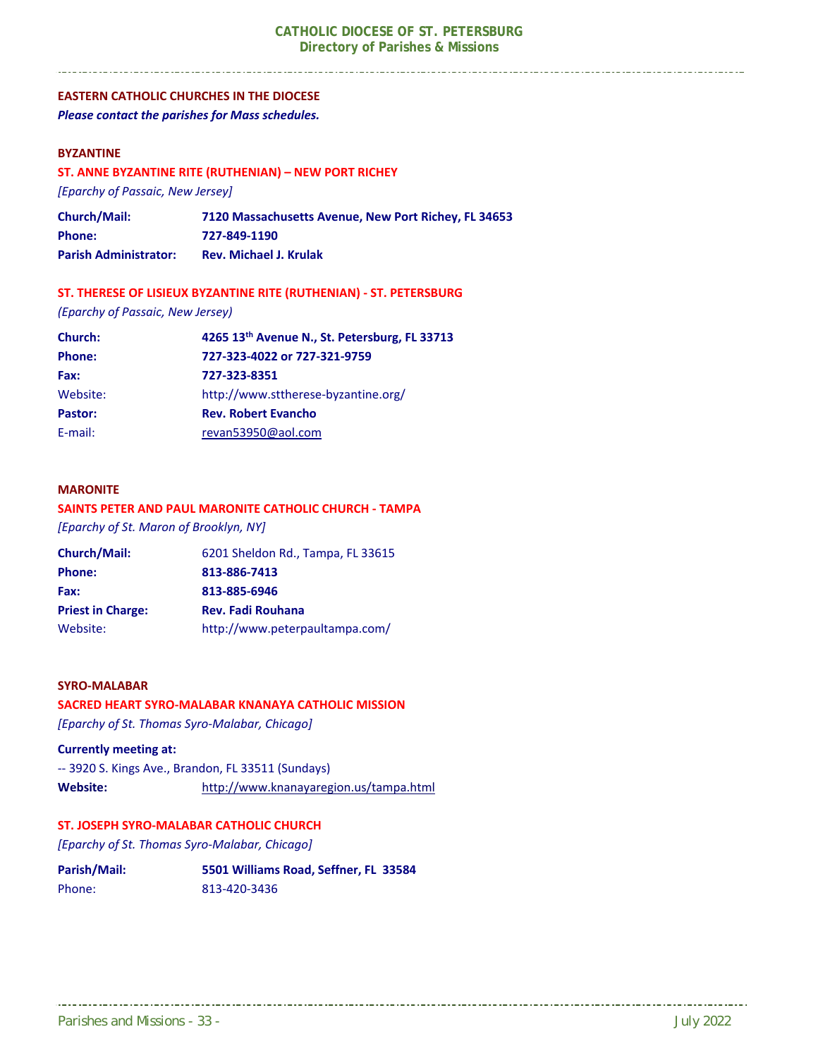## EASTERN CATHOLIC CHURCHES IN THE DIOCESE

***Please contact the parishes for Mass schedules.***

### BYZANTINE

#### ST. ANNE BYZANTINE RITE (RUTHENIAN) – NEW PORT RICHEY

*[Eparchy of Passaic, New Jersey]*

**Church/Mail:** **7120 Massachusetts Avenue, New Port Richey, FL 34653**
**Phone:** **727-849-1190**
**Parish Administrator:** **Rev. Michael J. Krulak**

#### ST. THERESE OF LISIEUX BYZANTINE RITE (RUTHENIAN) - ST. PETERSBURG

*(Eparchy of Passaic, New Jersey)*

**Church:** **4265 13th Avenue N., St. Petersburg, FL 33713**
**Phone:** **727-323-4022 or 727-321-9759**
**Fax:** **727-323-8351**
Website: http://www.sttherese-byzantine.org/
**Pastor:** **Rev. Robert Evancho**
E-mail: revan53950@aol.com

### MARONITE

#### SAINTS PETER AND PAUL MARONITE CATHOLIC CHURCH - TAMPA

*[Eparchy of St. Maron of Brooklyn, NY]*

**Church/Mail:** 6201 Sheldon Rd., Tampa, FL 33615
**Phone:** **813-886-7413**
**Fax:** **813-885-6946**
**Priest in Charge:** **Rev. Fadi Rouhana**
Website: http://www.peterpaultampa.com/

### SYRO-MALABAR

#### SACRED HEART SYRO-MALABAR KNANAYA CATHOLIC MISSION

*[Eparchy of St. Thomas Syro-Malabar, Chicago]*

**Currently meeting at:**
-- 3920 S. Kings Ave., Brandon, FL 33511 (Sundays)
**Website:** http://www.knanayaregion.us/tampa.html

#### ST. JOSEPH SYRO-MALABAR CATHOLIC CHURCH

*[Eparchy of St. Thomas Syro-Malabar, Chicago]*

**Parish/Mail:** **5501 Williams Road, Seffner, FL 33584**
Phone: 813-420-3436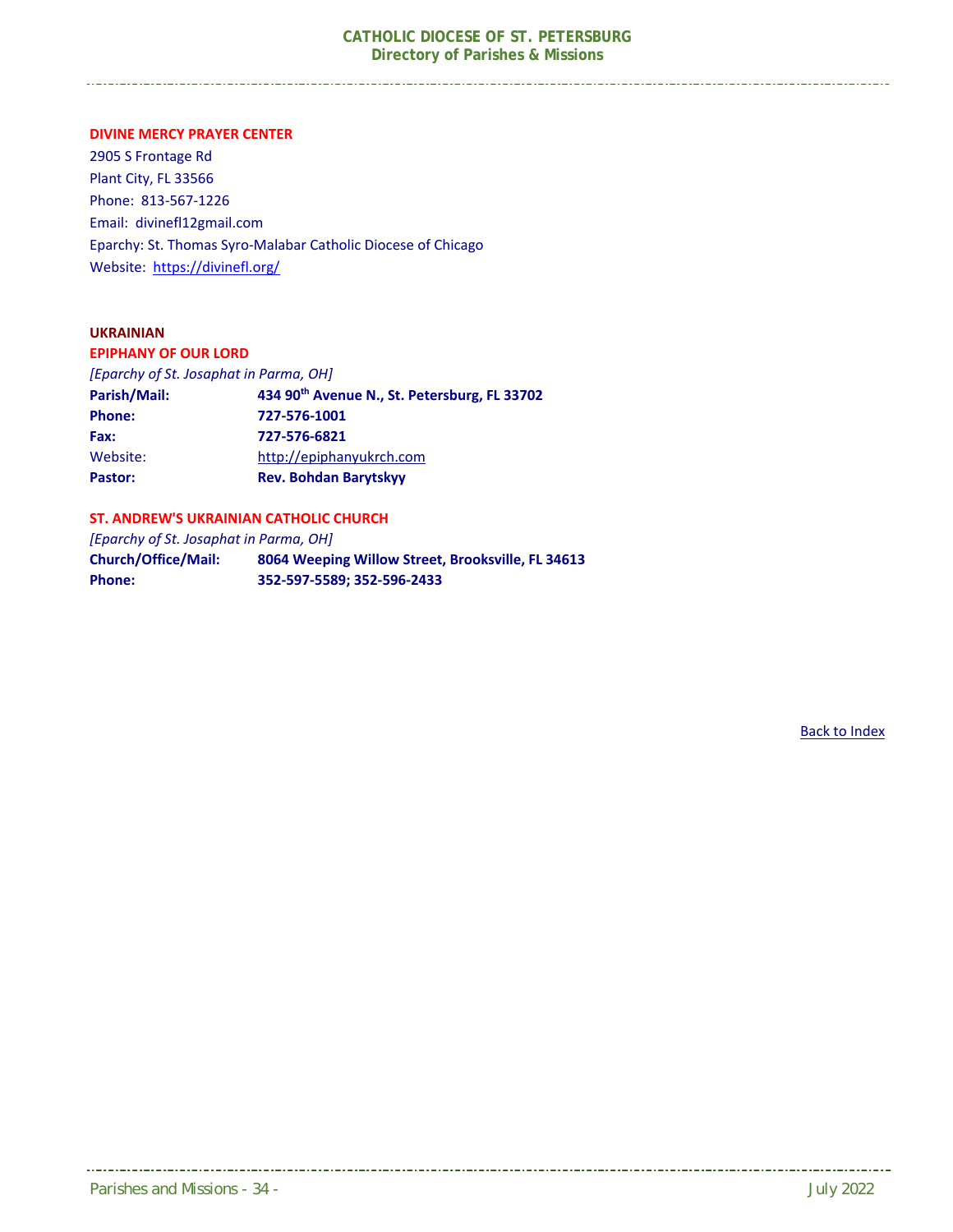**DIVINE MERCY PRAYER CENTER**

2905 S Frontage Rd
Plant City, FL 33566
Phone: 813-567-1226
Email: divinefl12gmail.com
Eparchy: St. Thomas Syro-Malabar Catholic Diocese of Chicago
Website: https://divinefl.org/

## UKRAINIAN

**EPIPHANY OF OUR LORD**

*[Eparchy of St. Josaphat in Parma, OH]*

| | |
|---|---|
| **Parish/Mail:** | **434 90th Avenue N., St. Petersburg, FL 33702** |
| **Phone:** | **727-576-1001** |
| **Fax:** | **727-576-6821** |
| Website: | http://epiphanyukrch.com |
| **Pastor:** | **Rev. Bohdan Barytskyy** |

**ST. ANDREW'S UKRAINIAN CATHOLIC CHURCH**

*[Eparchy of St. Josaphat in Parma, OH]*

| | |
|---|---|
| **Church/Office/Mail:** | **8064 Weeping Willow Street, Brooksville, FL 34613** |
| **Phone:** | **352-597-5589; 352-596-2433** |

Back to Index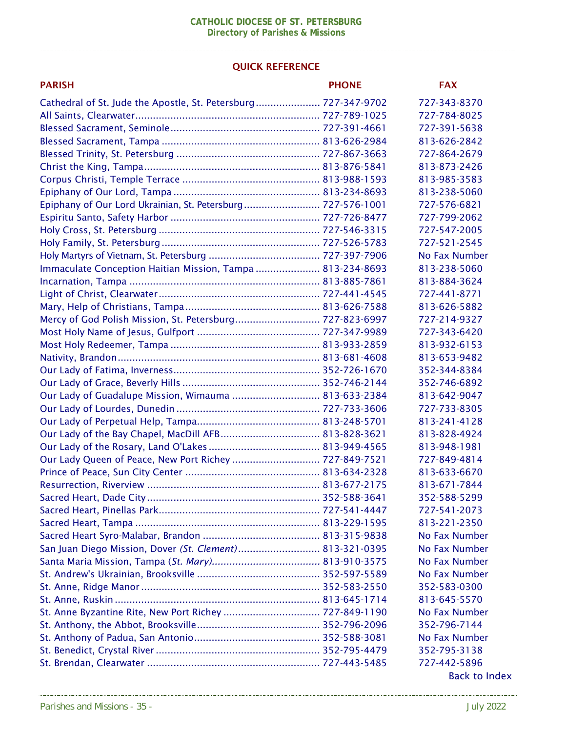# QUICK REFERENCE

| PARISH | PHONE | FAX |
|---|---|---|
| Cathedral of St. Jude the Apostle, St. Petersburg | 727-347-9702 | 727-343-8370 |
| All Saints, Clearwater | 727-789-1025 | 727-784-8025 |
| Blessed Sacrament, Seminole | 727-391-4661 | 727-391-5638 |
| Blessed Sacrament, Tampa | 813-626-2984 | 813-626-2842 |
| Blessed Trinity, St. Petersburg | 727-867-3663 | 727-864-2679 |
| Christ the King, Tampa | 813-876-5841 | 813-873-2426 |
| Corpus Christi, Temple Terrace | 813-988-1593 | 813-985-3583 |
| Epiphany of Our Lord, Tampa | 813-234-8693 | 813-238-5060 |
| Epiphany of Our Lord Ukrainian, St. Petersburg | 727-576-1001 | 727-576-6821 |
| Espiritu Santo, Safety Harbor | 727-726-8477 | 727-799-2062 |
| Holy Cross, St. Petersburg | 727-546-3315 | 727-547-2005 |
| Holy Family, St. Petersburg | 727-526-5783 | 727-521-2545 |
| Holy Martyrs of Vietnam, St. Petersburg | 727-397-7906 | No Fax Number |
| Immaculate Conception Haitian Mission, Tampa | 813-234-8693 | 813-238-5060 |
| Incarnation, Tampa | 813-885-7861 | 813-884-3624 |
| Light of Christ, Clearwater | 727-441-4545 | 727-441-8771 |
| Mary, Help of Christians, Tampa | 813-626-7588 | 813-626-5882 |
| Mercy of God Polish Mission, St. Petersburg | 727-823-6997 | 727-214-9327 |
| Most Holy Name of Jesus, Gulfport | 727-347-9989 | 727-343-6420 |
| Most Holy Redeemer, Tampa | 813-933-2859 | 813-932-6153 |
| Nativity, Brandon | 813-681-4608 | 813-653-9482 |
| Our Lady of Fatima, Inverness | 352-726-1670 | 352-344-8384 |
| Our Lady of Grace, Beverly Hills | 352-746-2144 | 352-746-6892 |
| Our Lady of Guadalupe Mission, Wimauma | 813-633-2384 | 813-642-9047 |
| Our Lady of Lourdes, Dunedin | 727-733-3606 | 727-733-8305 |
| Our Lady of Perpetual Help, Tampa | 813-248-5701 | 813-241-4128 |
| Our Lady of the Bay Chapel, MacDill AFB | 813-828-3621 | 813-828-4924 |
| Our Lady of the Rosary, Land O'Lakes | 813-949-4565 | 813-948-1981 |
| Our Lady Queen of Peace, New Port Richey | 727-849-7521 | 727-849-4814 |
| Prince of Peace, Sun City Center | 813-634-2328 | 813-633-6670 |
| Resurrection, Riverview | 813-677-2175 | 813-671-7844 |
| Sacred Heart, Dade City | 352-588-3641 | 352-588-5299 |
| Sacred Heart, Pinellas Park | 727-541-4447 | 727-541-2073 |
| Sacred Heart, Tampa | 813-229-1595 | 813-221-2350 |
| Sacred Heart Syro-Malabar, Brandon | 813-315-9838 | No Fax Number |
| San Juan Diego Mission, Dover *(St. Clement)* | 813-321-0395 | No Fax Number |
| Santa Maria Mission, Tampa (*St. Mary)* | 813-910-3575 | No Fax Number |
| St. Andrew's Ukrainian, Brooksville | 352-597-5589 | No Fax Number |
| St. Anne, Ridge Manor | 352-583-2550 | 352-583-0300 |
| St. Anne, Ruskin | 813-645-1714 | 813-645-5570 |
| St. Anne Byzantine Rite, New Port Richey | 727-849-1190 | No Fax Number |
| St. Anthony, the Abbot, Brooksville | 352-796-2096 | 352-796-7144 |
| St. Anthony of Padua, San Antonio | 352-588-3081 | No Fax Number |
| St. Benedict, Crystal River | 352-795-4479 | 352-795-3138 |
| St. Brendan, Clearwater | 727-443-5485 | 727-442-5896 |

Back to Index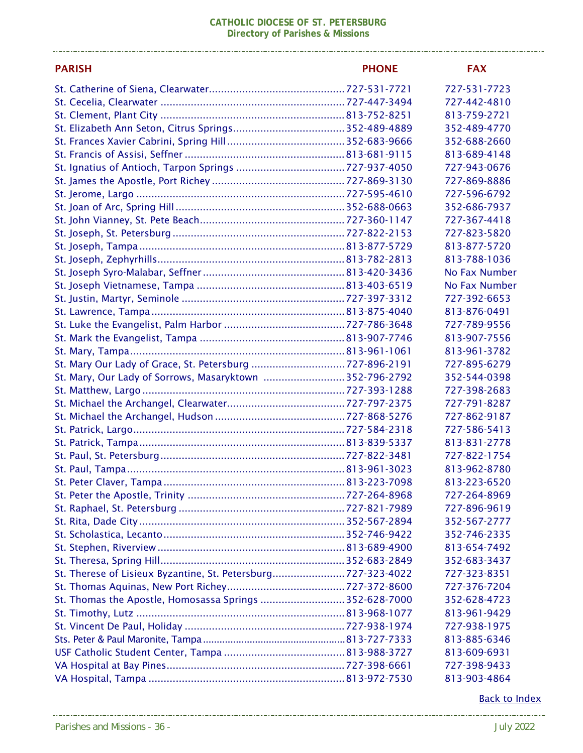**CATHOLIC DIOCESE OF ST. PETERSBURG**
**Directory of Parishes & Missions**

| PARISH | PHONE | FAX |
|---|---|---|
| St. Catherine of Siena, Clearwater | 727-531-7721 | 727-531-7723 |
| St. Cecelia, Clearwater | 727-447-3494 | 727-442-4810 |
| St. Clement, Plant City | 813-752-8251 | 813-759-2721 |
| St. Elizabeth Ann Seton, Citrus Springs | 352-489-4889 | 352-489-4770 |
| St. Frances Xavier Cabrini, Spring Hill | 352-683-9666 | 352-688-2660 |
| St. Francis of Assisi, Seffner | 813-681-9115 | 813-689-4148 |
| St. Ignatius of Antioch, Tarpon Springs | 727-937-4050 | 727-943-0676 |
| St. James the Apostle, Port Richey | 727-869-3130 | 727-869-8886 |
| St. Jerome, Largo | 727-595-4610 | 727-596-6792 |
| St. Joan of Arc, Spring Hill | 352-688-0663 | 352-686-7937 |
| St. John Vianney, St. Pete Beach | 727-360-1147 | 727-367-4418 |
| St. Joseph, St. Petersburg | 727-822-2153 | 727-823-5820 |
| St. Joseph, Tampa | 813-877-5729 | 813-877-5720 |
| St. Joseph, Zephyrhills | 813-782-2813 | 813-788-1036 |
| St. Joseph Syro-Malabar, Seffner | 813-420-3436 | No Fax Number |
| St. Joseph Vietnamese, Tampa | 813-403-6519 | No Fax Number |
| St. Justin, Martyr, Seminole | 727-397-3312 | 727-392-6653 |
| St. Lawrence, Tampa | 813-875-4040 | 813-876-0491 |
| St. Luke the Evangelist, Palm Harbor | 727-786-3648 | 727-789-9556 |
| St. Mark the Evangelist, Tampa | 813-907-7746 | 813-907-7556 |
| St. Mary, Tampa | 813-961-1061 | 813-961-3782 |
| St. Mary Our Lady of Grace, St. Petersburg | 727-896-2191 | 727-895-6279 |
| St. Mary, Our Lady of Sorrows, Masaryktown | 352-796-2792 | 352-544-0398 |
| St. Matthew, Largo | 727-393-1288 | 727-398-2683 |
| St. Michael the Archangel, Clearwater | 727-797-2375 | 727-791-8287 |
| St. Michael the Archangel, Hudson | 727-868-5276 | 727-862-9187 |
| St. Patrick, Largo | 727-584-2318 | 727-586-5413 |
| St. Patrick, Tampa | 813-839-5337 | 813-831-2778 |
| St. Paul, St. Petersburg | 727-822-3481 | 727-822-1754 |
| St. Paul, Tampa | 813-961-3023 | 813-962-8780 |
| St. Peter Claver, Tampa | 813-223-7098 | 813-223-6520 |
| St. Peter the Apostle, Trinity | 727-264-8968 | 727-264-8969 |
| St. Raphael, St. Petersburg | 727-821-7989 | 727-896-9619 |
| St. Rita, Dade City | 352-567-2894 | 352-567-2777 |
| St. Scholastica, Lecanto | 352-746-9422 | 352-746-2335 |
| St. Stephen, Riverview | 813-689-4900 | 813-654-7492 |
| St. Theresa, Spring Hill | 352-683-2849 | 352-683-3437 |
| St. Therese of Lisieux Byzantine, St. Petersburg | 727-323-4022 | 727-323-8351 |
| St. Thomas Aquinas, New Port Richey | 727-372-8600 | 727-376-7204 |
| St. Thomas the Apostle, Homosassa Springs | 352-628-7000 | 352-628-4723 |
| St. Timothy, Lutz | 813-968-1077 | 813-961-9429 |
| St. Vincent De Paul, Holiday | 727-938-1974 | 727-938-1975 |
| Sts. Peter & Paul Maronite, Tampa | 813-727-7333 | 813-885-6346 |
| USF Catholic Student Center, Tampa | 813-988-3727 | 813-609-6931 |
| VA Hospital at Bay Pines | 727-398-6661 | 727-398-9433 |
| VA Hospital, Tampa | 813-972-7530 | 813-903-4864 |

Back to Index